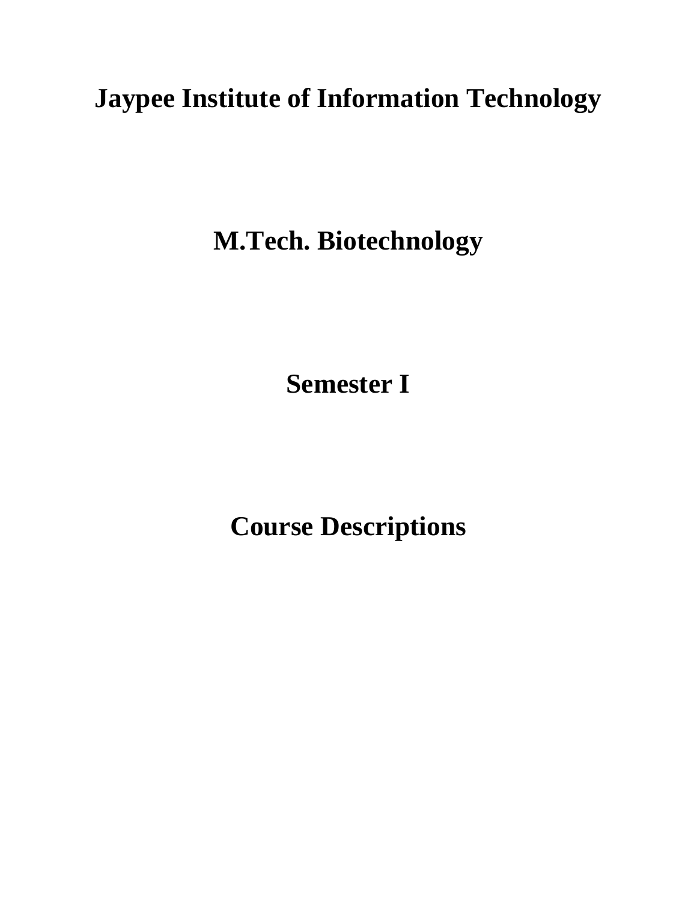# Jaypee Institute of Information Technology

# M.Tech. Biotechnology

# Semester I

# Course Descriptions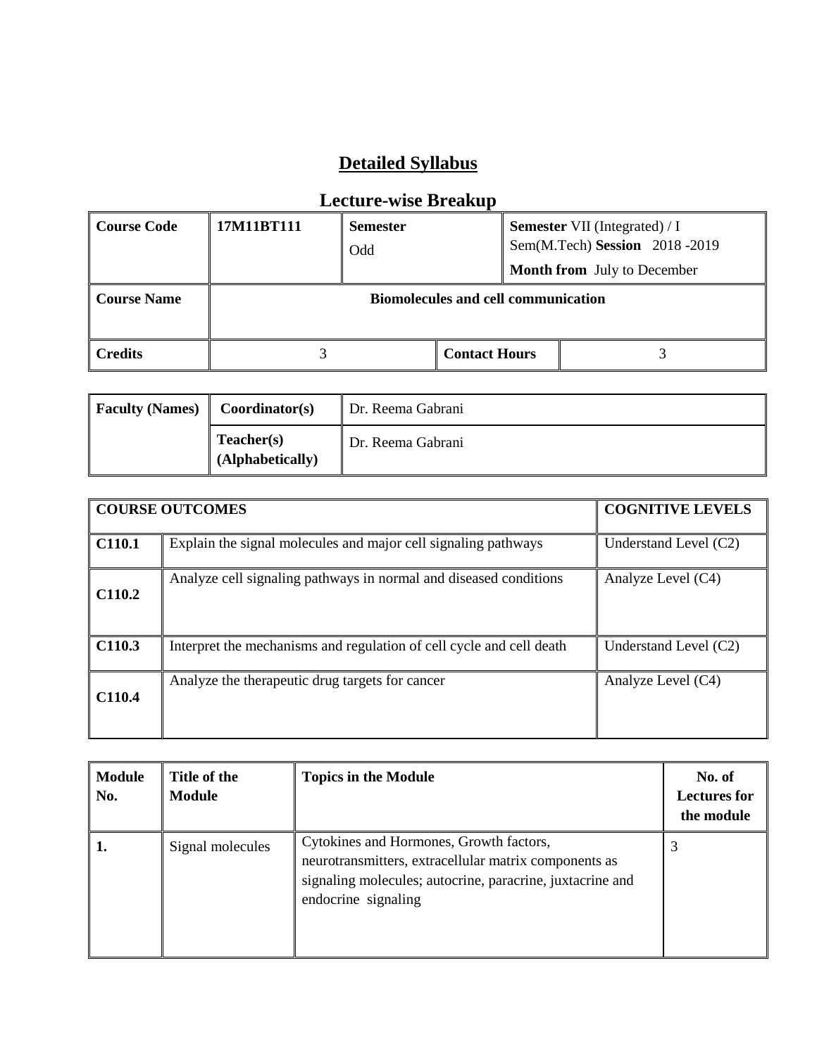# Detailed Syllabus

## Lecture-wise Breakup

| Course Code | 17M11BT111 | Semester Odd | | Semester VII (Integrated) / I Sem(M.Tech) Session 2018 -2019<br>Month from July to December |
|---|---|---|---|---|
| Course Name | Biomolecules and cell communication | | | |
| Credits | 3 | | Contact Hours | 3 |

| Faculty (Names) | Coordinator(s) | Dr. Reema Gabrani |
|---|---|---|
| | Teacher(s) (Alphabetically) | Dr. Reema Gabrani |

| COURSE OUTCOMES | | COGNITIVE LEVELS |
|---|---|---|
| C110.1 | Explain the signal molecules and major cell signaling pathways | Understand Level (C2) |
| C110.2 | Analyze cell signaling pathways in normal and diseased conditions | Analyze Level (C4) |
| C110.3 | Interpret the mechanisms and regulation of cell cycle and cell death | Understand Level (C2) |
| C110.4 | Analyze the therapeutic drug targets for cancer | Analyze Level (C4) |

| Module No. | Title of the Module | Topics in the Module | No. of Lectures for the module |
|---|---|---|---|
| 1. | Signal molecules | Cytokines and Hormones, Growth factors, neurotransmitters, extracellular matrix components as signaling molecules; autocrine, paracrine, juxtacrine and endocrine signaling | 3 |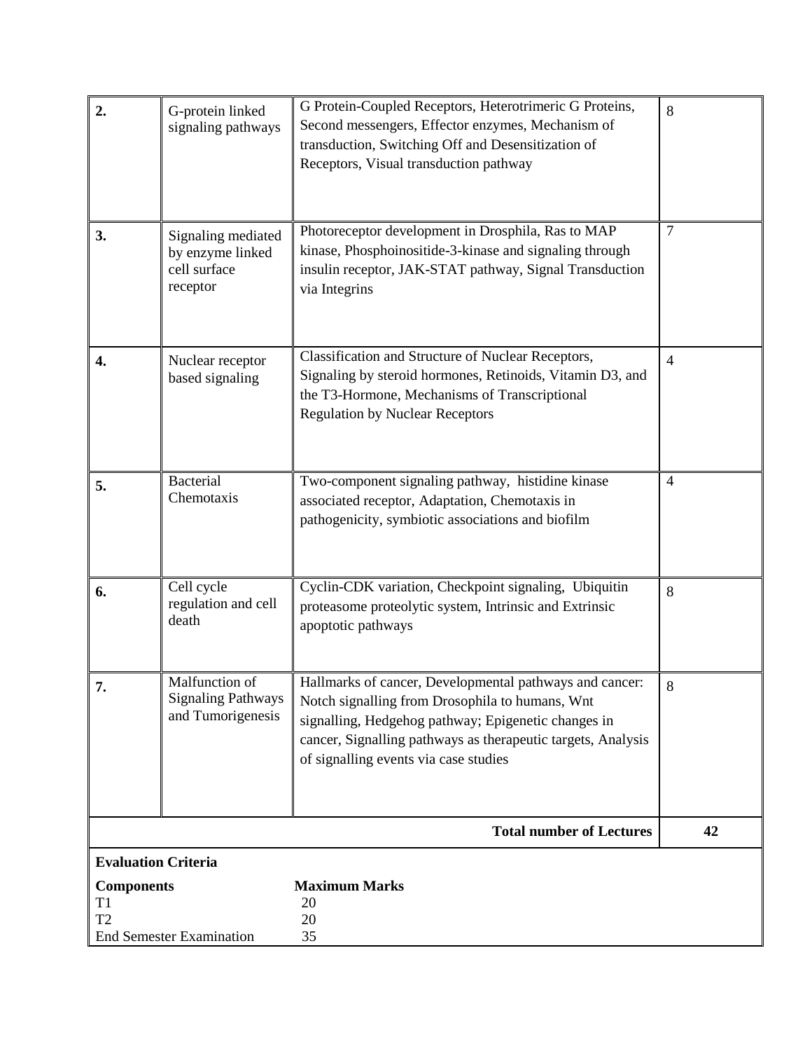| | | | |
|---|---|---|---|
| **2.** | G-protein linked signaling pathways | G Protein-Coupled Receptors, Heterotrimeric G Proteins, Second messengers, Effector enzymes, Mechanism of transduction, Switching Off and Desensitization of Receptors, Visual transduction pathway | 8 |
| **3.** | Signaling mediated by enzyme linked cell surface receptor | Photoreceptor development in Drosphila, Ras to MAP kinase, Phosphoinositide-3-kinase and signaling through insulin receptor, JAK-STAT pathway, Signal Transduction via Integrins | 7 |
| **4.** | Nuclear receptor based signaling | Classification and Structure of Nuclear Receptors, Signaling by steroid hormones, Retinoids, Vitamin D3, and the T3-Hormone, Mechanisms of Transcriptional Regulation by Nuclear Receptors | 4 |
| **5.** | Bacterial Chemotaxis | Two-component signaling pathway, histidine kinase associated receptor, Adaptation, Chemotaxis in pathogenicity, symbiotic associations and biofilm | 4 |
| **6.** | Cell cycle regulation and cell death | Cyclin-CDK variation, Checkpoint signaling, Ubiquitin proteasome proteolytic system, Intrinsic and Extrinsic apoptotic pathways | 8 |
| **7.** | Malfunction of Signaling Pathways and Tumorigenesis | Hallmarks of cancer, Developmental pathways and cancer: Notch signalling from Drosophila to humans, Wnt signalling, Hedgehog pathway; Epigenetic changes in cancer, Signalling pathways as therapeutic targets, Analysis of signalling events via case studies | 8 |
| | | **Total number of Lectures** | **42** |

**Evaluation Criteria**

| **Components** | **Maximum Marks** |
|---|---|
| T1 | 20 |
| T2 | 20 |
| End Semester Examination | 35 |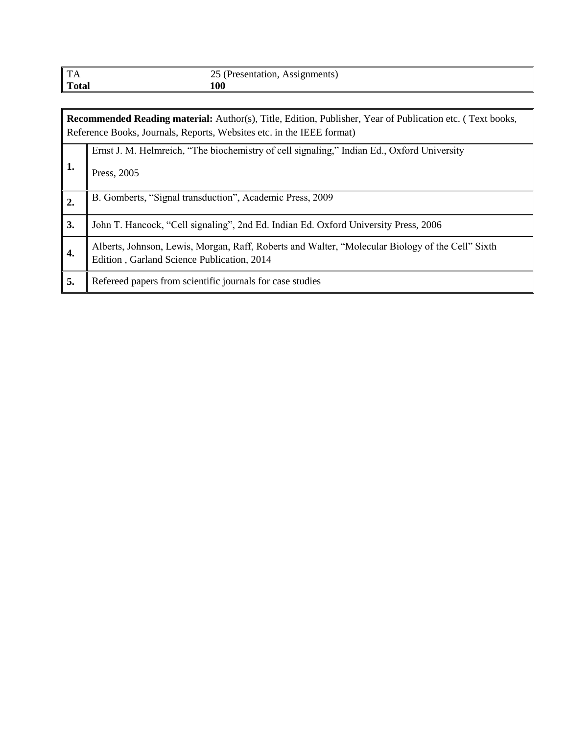| TA | 25 (Presentation, Assignments) |
|---|---|
| **Total** | **100** |

| **Recommended Reading material:** Author(s), Title, Edition, Publisher, Year of Publication etc. ( Text books, Reference Books, Journals, Reports, Websites etc. in the IEEE format) | |
|---|---|
| **1.** | Ernst J. M. Helmreich, "The biochemistry of cell signaling," Indian Ed., Oxford University Press, 2005 |
| **2.** | B. Gomberts, "Signal transduction", Academic Press, 2009 |
| **3.** | John T. Hancock, "Cell signaling", 2nd Ed. Indian Ed. Oxford University Press, 2006 |
| **4.** | Alberts, Johnson, Lewis, Morgan, Raff, Roberts and Walter, "Molecular Biology of the Cell" Sixth Edition , Garland Science Publication, 2014 |
| **5.** | Refereed papers from scientific journals for case studies |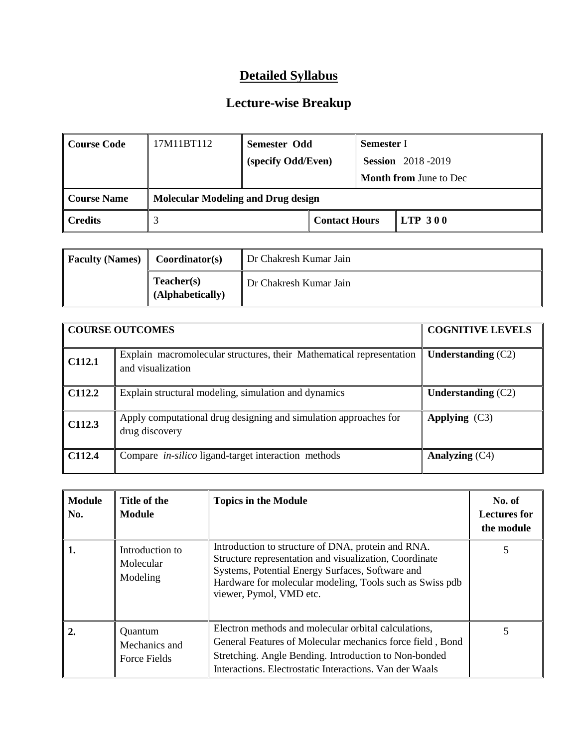# Detailed Syllabus

## Lecture-wise Breakup

| Course Code | 17M11BT112 | Semester Odd (specify Odd/Even) | | Semester I Session 2018 -2019 Month from June to Dec |
|---|---|---|---|---|
| Course Name | **Molecular Modeling and Drug design** | | | |
| Credits | 3 | | Contact Hours | LTP 3 0 0 |

| Faculty (Names) | Coordinator(s) | Dr Chakresh Kumar Jain |
|---|---|---|
| | Teacher(s) (Alphabetically) | Dr Chakresh Kumar Jain |

| COURSE OUTCOMES | | COGNITIVE LEVELS |
|---|---|---|
| C112.1 | Explain macromolecular structures, their Mathematical representation and visualization | **Understanding** (C2) |
| C112.2 | Explain structural modeling, simulation and dynamics | **Understanding** (C2) |
| C112.3 | Apply computational drug designing and simulation approaches for drug discovery | **Applying** (C3) |
| C112.4 | Compare *in-silico* ligand-target interaction methods | **Analyzing** (C4) |

| Module No. | Title of the Module | Topics in the Module | No. of Lectures for the module |
|---|---|---|---|
| 1. | Introduction to Molecular Modeling | Introduction to structure of DNA, protein and RNA. Structure representation and visualization, Coordinate Systems, Potential Energy Surfaces, Software and Hardware for molecular modeling, Tools such as Swiss pdb viewer, Pymol, VMD etc. | 5 |
| 2. | Quantum Mechanics and Force Fields | Electron methods and molecular orbital calculations, General Features of Molecular mechanics force field , Bond Stretching. Angle Bending. Introduction to Non-bonded Interactions. Electrostatic Interactions. Van der Waals | 5 |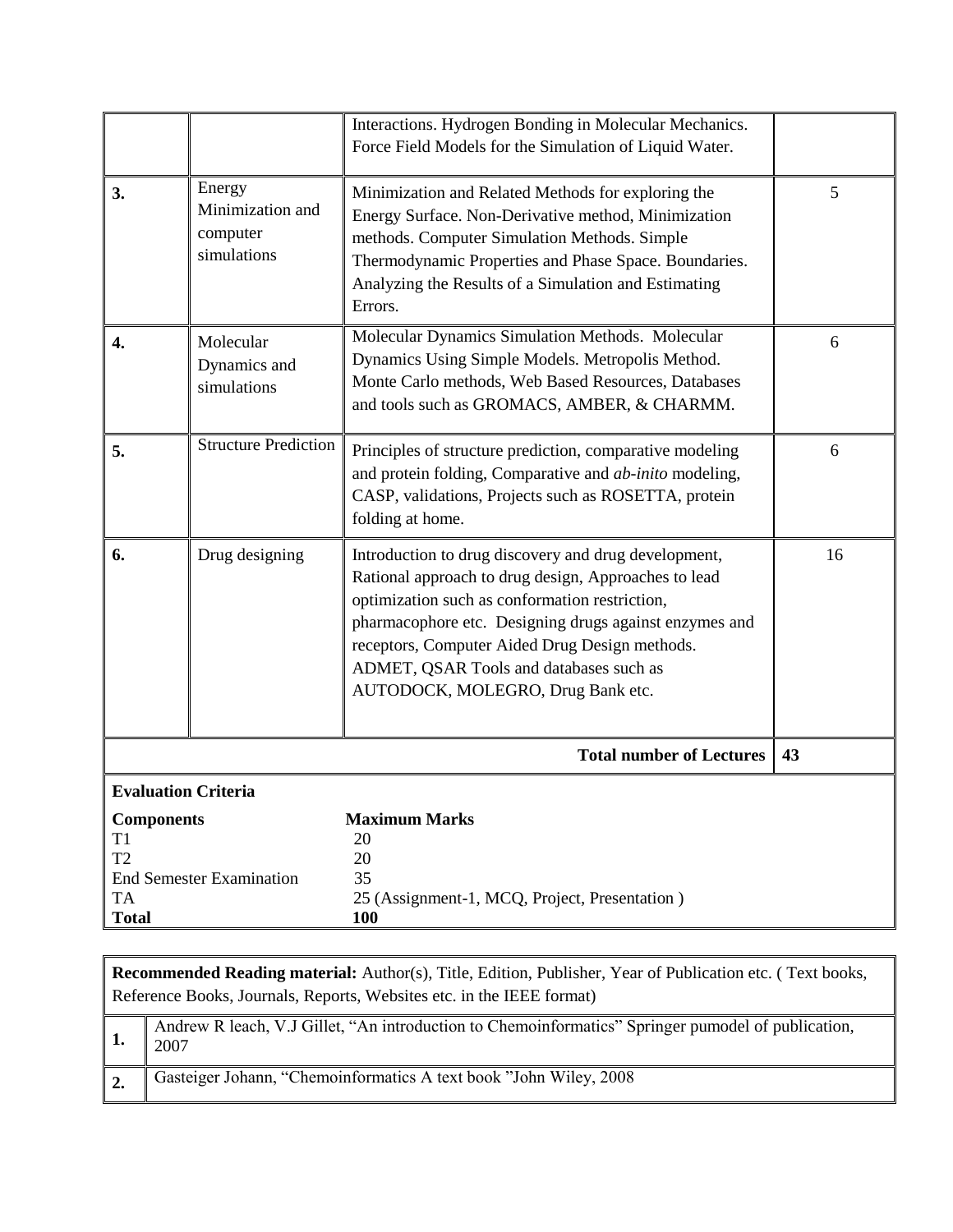| | | | |
|---|---|---|---|
| | | Interactions. Hydrogen Bonding in Molecular Mechanics. Force Field Models for the Simulation of Liquid Water. | |
| **3.** | Energy Minimization and computer simulations | Minimization and Related Methods for exploring the Energy Surface. Non-Derivative method, Minimization methods. Computer Simulation Methods. Simple Thermodynamic Properties and Phase Space. Boundaries. Analyzing the Results of a Simulation and Estimating Errors. | 5 |
| **4.** | Molecular Dynamics and simulations | Molecular Dynamics Simulation Methods. Molecular Dynamics Using Simple Models. Metropolis Method. Monte Carlo methods, Web Based Resources, Databases and tools such as GROMACS, AMBER, & CHARMM. | 6 |
| **5.** | Structure Prediction | Principles of structure prediction, comparative modeling and protein folding, Comparative and *ab-inito* modeling, CASP, validations, Projects such as ROSETTA, protein folding at home. | 6 |
| **6.** | Drug designing | Introduction to drug discovery and drug development, Rational approach to drug design, Approaches to lead optimization such as conformation restriction, pharmacophore etc. Designing drugs against enzymes and receptors, Computer Aided Drug Design methods. ADMET, QSAR Tools and databases such as AUTODOCK, MOLEGRO, Drug Bank etc. | 16 |
| | | **Total number of Lectures** | **43** |

**Evaluation Criteria**

| **Components** | **Maximum Marks** |
|---|---|
| T1 | 20 |
| T2 | 20 |
| End Semester Examination | 35 |
| TA | 25 (Assignment-1, MCQ, Project, Presentation ) |
| **Total** | **100** |

**Recommended Reading material:** Author(s), Title, Edition, Publisher, Year of Publication etc. ( Text books, Reference Books, Journals, Reports, Websites etc. in the IEEE format)

| | |
|---|---|
| **1.** | Andrew R leach, V.J Gillet, "An introduction to Chemoinformatics" Springer pumodel of publication, 2007 |
| **2.** | Gasteiger Johann, "Chemoinformatics A text book "John Wiley, 2008 |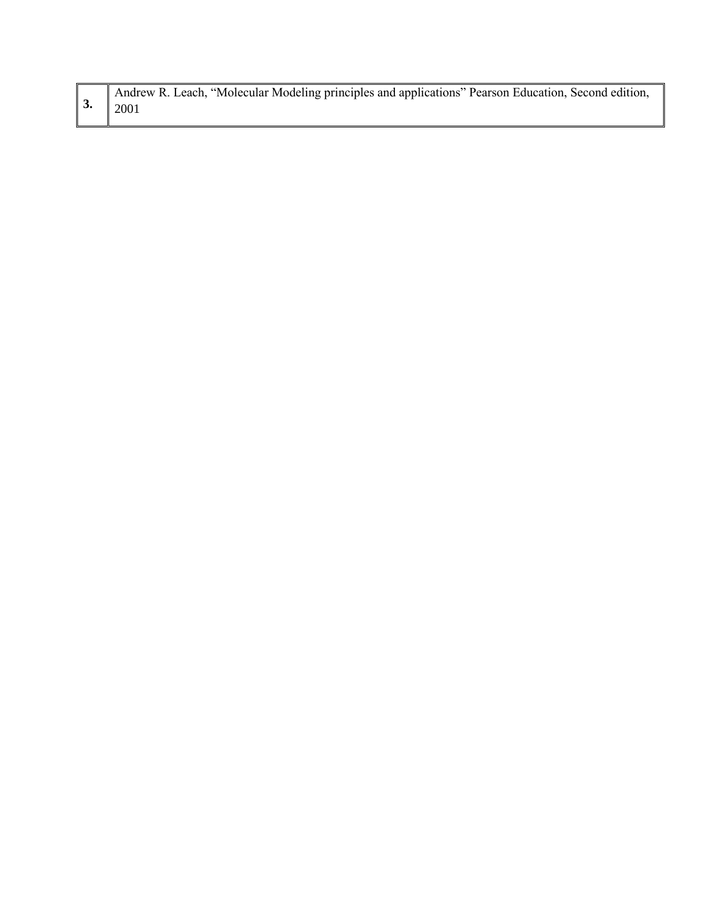| **3.** | Andrew R. Leach, “Molecular Modeling principles and applications” Pearson Education, Second edition, 2001 |
|---|---|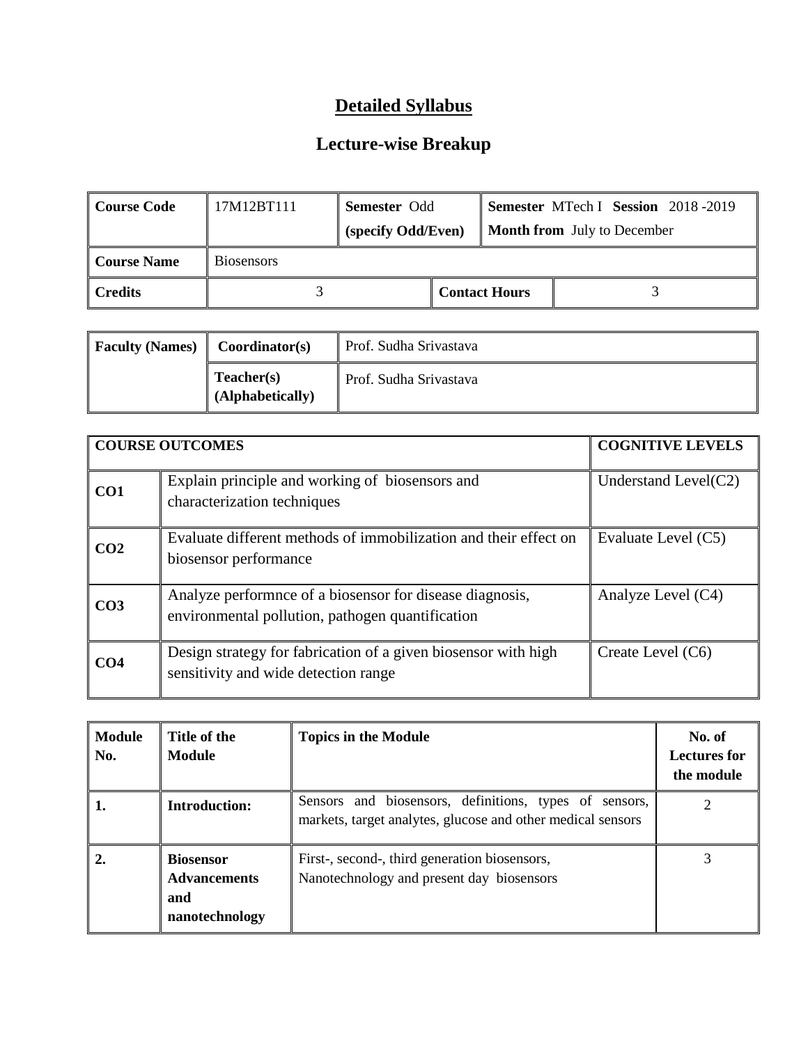# Detailed Syllabus

## Lecture-wise Breakup

| Course Code | 17M12BT111 | Semester Odd (specify Odd/Even) | | Semester MTech I Session 2018 -2019 Month from July to December |
|---|---|---|---|---|
| Course Name | Biosensors | | | |
| Credits | 3 | | Contact Hours | 3 |

| Faculty (Names) | Coordinator(s) | Prof. Sudha Srivastava |
|---|---|---|
| | Teacher(s) (Alphabetically) | Prof. Sudha Srivastava |

| COURSE OUTCOMES | | COGNITIVE LEVELS |
|---|---|---|
| CO1 | Explain principle and working of biosensors and characterization techniques | Understand Level(C2) |
| CO2 | Evaluate different methods of immobilization and their effect on biosensor performance | Evaluate Level (C5) |
| CO3 | Analyze performnce of a biosensor for disease diagnosis, environmental pollution, pathogen quantification | Analyze Level (C4) |
| CO4 | Design strategy for fabrication of a given biosensor with high sensitivity and wide detection range | Create Level (C6) |

| Module No. | Title of the Module | Topics in the Module | No. of Lectures for the module |
|---|---|---|---|
| 1. | Introduction: | Sensors and biosensors, definitions, types of sensors, markets, target analytes, glucose and other medical sensors | 2 |
| 2. | Biosensor Advancements and nanotechnology | First-, second-, third generation biosensors, Nanotechnology and present day biosensors | 3 |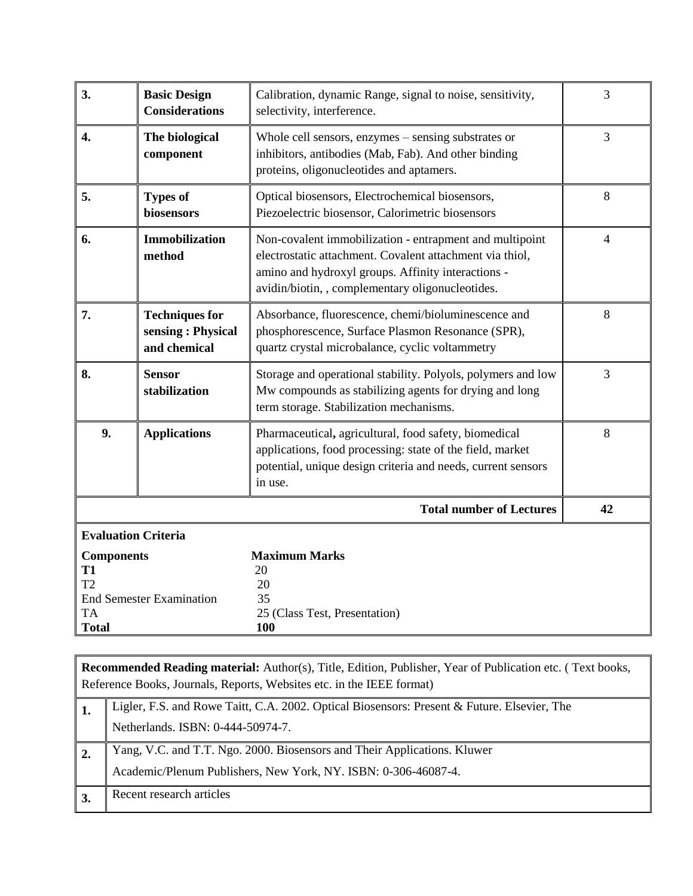| 3. | **Basic Design Considerations** | Calibration, dynamic Range, signal to noise, sensitivity, selectivity, interference. | 3 |
|---|---|---|---|
| 4. | **The biological component** | Whole cell sensors, enzymes – sensing substrates or inhibitors, antibodies (Mab, Fab). And other binding proteins, oligonucleotides and aptamers. | 3 |
| 5. | **Types of biosensors** | Optical biosensors, Electrochemical biosensors, Piezoelectric biosensor, Calorimetric biosensors | 8 |
| 6. | **Immobilization method** | Non-covalent immobilization - entrapment and multipoint electrostatic attachment. Covalent attachment via thiol, amino and hydroxyl groups. Affinity interactions - avidin/biotin, , complementary oligonucleotides. | 4 |
| 7. | **Techniques for sensing : Physical and chemical** | Absorbance, fluorescence, chemi/bioluminescence and phosphorescence, Surface Plasmon Resonance (SPR), quartz crystal microbalance, cyclic voltammetry | 8 |
| 8. | **Sensor stabilization** | Storage and operational stability. Polyols, polymers and low Mw compounds as stabilizing agents for drying and long term storage. Stabilization mechanisms. | 3 |
| 9. | **Applications** | Pharmaceutical**,** agricultural, food safety, biomedical applications, food processing: state of the field, market potential, unique design criteria and needs, current sensors in use. | 8 |
| | | **Total number of Lectures** | **42** |

**Evaluation Criteria**

| **Components** | **Maximum Marks** |
|---|---|
| **T1** | 20 |
| T2 | 20 |
| End Semester Examination | 35 |
| TA | 25 (Class Test, Presentation) |
| **Total** | **100** |

**Recommended Reading material:** Author(s), Title, Edition, Publisher, Year of Publication etc. ( Text books, Reference Books, Journals, Reports, Websites etc. in the IEEE format)

| | |
|---|---|
| **1.** | Ligler, F.S. and Rowe Taitt, C.A. 2002. Optical Biosensors: Present & Future. Elsevier, The Netherlands. ISBN: 0-444-50974-7. |
| **2.** | Yang, V.C. and T.T. Ngo. 2000. Biosensors and Their Applications. Kluwer Academic/Plenum Publishers, New York, NY. ISBN: 0-306-46087-4. |
| **3.** | Recent research articles |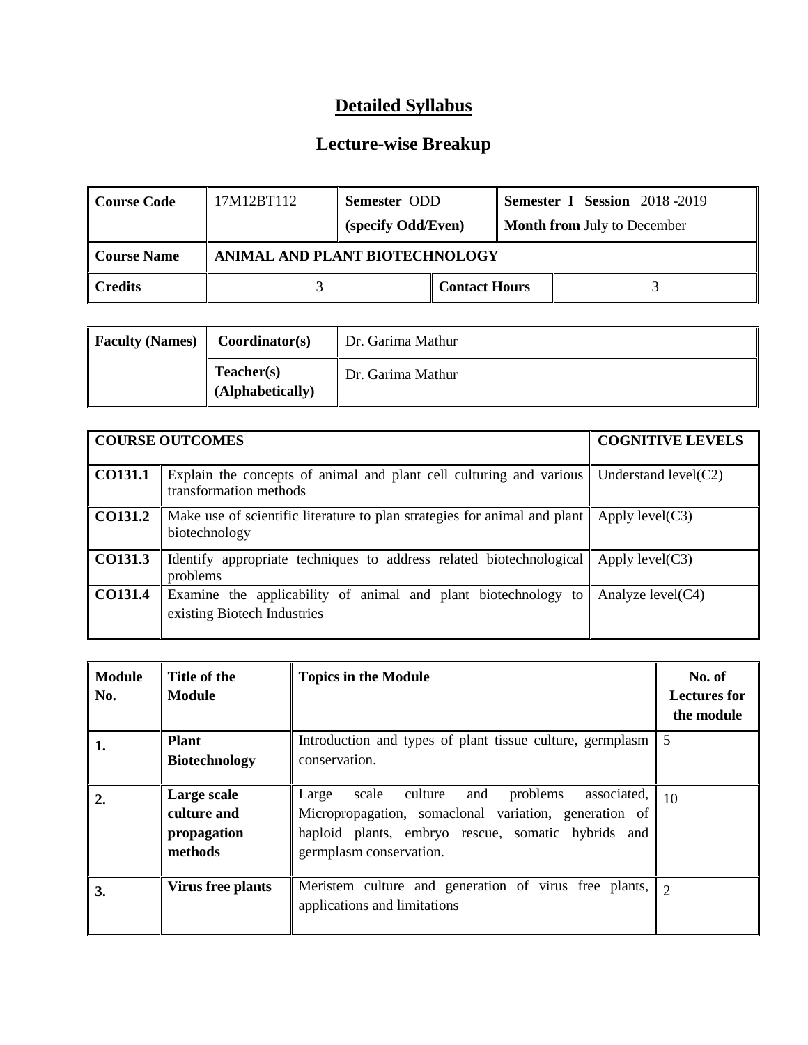# Detailed Syllabus

## Lecture-wise Breakup

| Course Code | 17M12BT112 | Semester ODD (specify Odd/Even) | | Semester I Session 2018 -2019 Month from July to December |
|---|---|---|---|---|
| **Course Name** | **ANIMAL AND PLANT BIOTECHNOLOGY** | | | |
| **Credits** | 3 | | **Contact Hours** | 3 |

| Faculty (Names) | Coordinator(s) | Dr. Garima Mathur |
|---|---|---|
| | **Teacher(s) (Alphabetically)** | Dr. Garima Mathur |

| COURSE OUTCOMES | | COGNITIVE LEVELS |
|---|---|---|
| **CO131.1** | Explain the concepts of animal and plant cell culturing and various transformation methods | Understand level(C2) |
| **CO131.2** | Make use of scientific literature to plan strategies for animal and plant biotechnology | Apply level(C3) |
| **CO131.3** | Identify appropriate techniques to address related biotechnological problems | Apply level(C3) |
| **CO131.4** | Examine the applicability of animal and plant biotechnology to existing Biotech Industries | Analyze level(C4) |

| Module No. | Title of the Module | Topics in the Module | No. of Lectures for the module |
|---|---|---|---|
| **1.** | **Plant Biotechnology** | Introduction and types of plant tissue culture, germplasm conservation. | 5 |
| **2.** | **Large scale culture and propagation methods** | Large scale culture and problems associated, Micropropagation, somaclonal variation, generation of haploid plants, embryo rescue, somatic hybrids and germplasm conservation. | 10 |
| **3.** | **Virus free plants** | Meristem culture and generation of virus free plants, applications and limitations | 2 |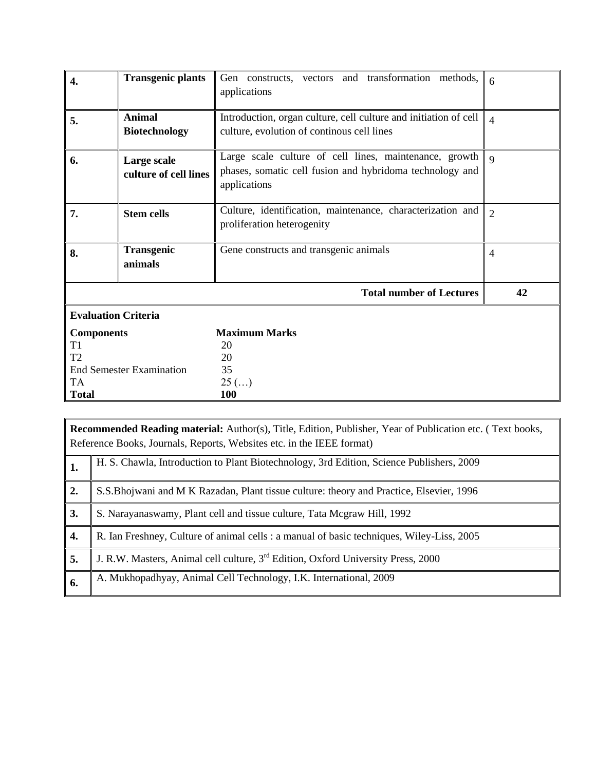| | | | |
|---|---|---|---|
| **4.** | **Transgenic plants** | Gen constructs, vectors and transformation methods, applications | 6 |
| **5.** | **Animal Biotechnology** | Introduction, organ culture, cell culture and initiation of cell culture, evolution of continous cell lines | 4 |
| **6.** | **Large scale culture of cell lines** | Large scale culture of cell lines, maintenance, growth phases, somatic cell fusion and hybridoma technology and applications | 9 |
| **7.** | **Stem cells** | Culture, identification, maintenance, characterization and proliferation heterogenity | 2 |
| **8.** | **Transgenic animals** | Gene constructs and transgenic animals | 4 |
| | | **Total number of Lectures** | **42** |

**Evaluation Criteria**

| **Components** | **Maximum Marks** |
|---|---|
| T1 | 20 |
| T2 | 20 |
| End Semester Examination | 35 |
| TA | 25 (…) |
| **Total** | **100** |

**Recommended Reading material:** Author(s), Title, Edition, Publisher, Year of Publication etc. ( Text books, Reference Books, Journals, Reports, Websites etc. in the IEEE format)

| | |
|---|---|
| **1.** | H. S. Chawla, Introduction to Plant Biotechnology, 3rd Edition, Science Publishers, 2009 |
| **2.** | S.S.Bhojwani and M K Razadan, Plant tissue culture: theory and Practice, Elsevier, 1996 |
| **3.** | S. Narayanaswamy, Plant cell and tissue culture, Tata Mcgraw Hill, 1992 |
| **4.** | R. Ian Freshney, Culture of animal cells : a manual of basic techniques, Wiley-Liss, 2005 |
| **5.** | J. R.W. Masters, Animal cell culture, 3rd Edition, Oxford University Press, 2000 |
| **6.** | A. Mukhopadhyay, Animal Cell Technology, I.K. International, 2009 |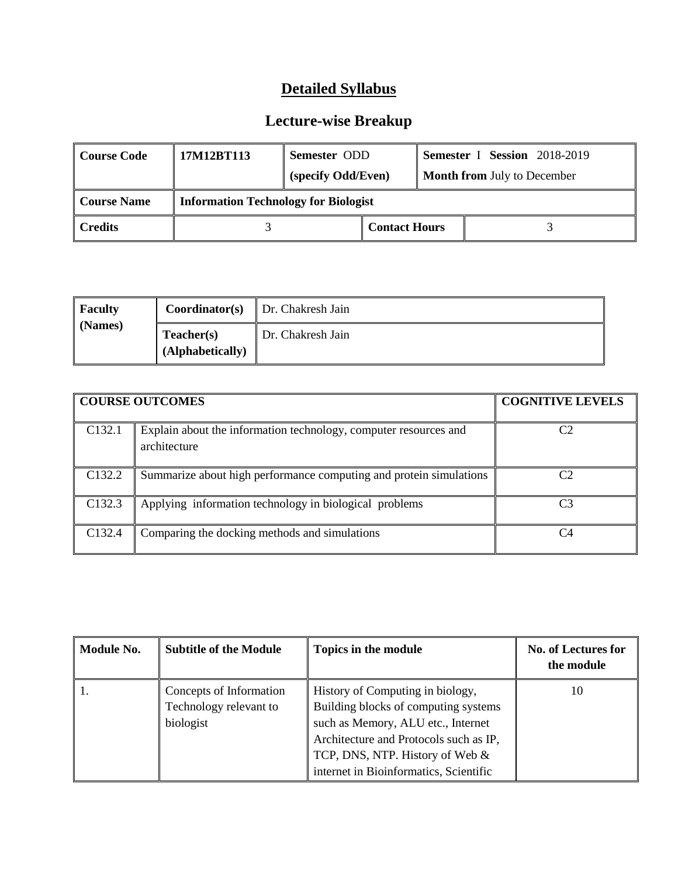# Detailed Syllabus

## Lecture-wise Breakup

| Course Code | 17M12BT113 | Semester ODD (specify Odd/Even) | | Semester I Session 2018-2019 Month from July to December |
|---|---|---|---|---|
| Course Name | Information Technology for Biologist | | | |
| Credits | 3 | | Contact Hours | 3 |

| Faculty (Names) | Coordinator(s) | Dr. Chakresh Jain |
|---|---|---|
| | Teacher(s) (Alphabetically) | Dr. Chakresh Jain |

| COURSE OUTCOMES | | COGNITIVE LEVELS |
|---|---|---|
| C132.1 | Explain about the information technology, computer resources and architecture | C2 |
| C132.2 | Summarize about high performance computing and protein simulations | C2 |
| C132.3 | Applying information technology in biological problems | C3 |
| C132.4 | Comparing the docking methods and simulations | C4 |

| Module No. | Subtitle of the Module | Topics in the module | No. of Lectures for the module |
|---|---|---|---|
| 1. | Concepts of Information Technology relevant to biologist | History of Computing in biology, Building blocks of computing systems such as Memory, ALU etc., Internet Architecture and Protocols such as IP, TCP, DNS, NTP. History of Web & internet in Bioinformatics, Scientific | 10 |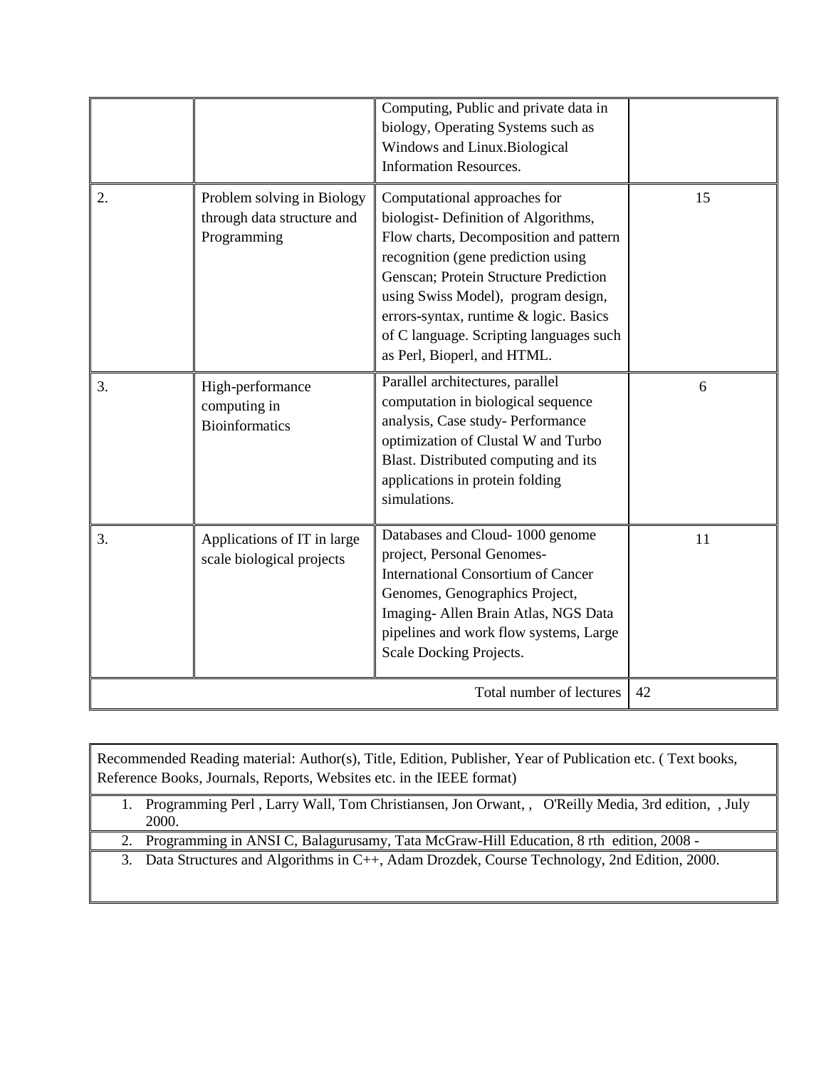| | | | |
|---|---|---|---|
| | | Computing, Public and private data in biology, Operating Systems such as Windows and Linux.Biological Information Resources. | |
| 2. | Problem solving in Biology through data structure and Programming | Computational approaches for biologist- Definition of Algorithms, Flow charts, Decomposition and pattern recognition (gene prediction using Genscan; Protein Structure Prediction using Swiss Model), program design, errors-syntax, runtime & logic. Basics of C language. Scripting languages such as Perl, Bioperl, and HTML. | 15 |
| 3. | High-performance computing in Bioinformatics | Parallel architectures, parallel computation in biological sequence analysis, Case study- Performance optimization of Clustal W and Turbo Blast. Distributed computing and its applications in protein folding simulations. | 6 |
| 3. | Applications of IT in large scale biological projects | Databases and Cloud- 1000 genome project, Personal Genomes- International Consortium of Cancer Genomes, Genographics Project, Imaging- Allen Brain Atlas, NGS Data pipelines and work flow systems, Large Scale Docking Projects. | 11 |
| | | Total number of lectures | 42 |

| Recommended Reading material: Author(s), Title, Edition, Publisher, Year of Publication etc. ( Text books, Reference Books, Journals, Reports, Websites etc. in the IEEE format) |
|---|
| 1. Programming Perl , Larry Wall, Tom Christiansen, Jon Orwant, , O'Reilly Media, 3rd edition, , July 2000. |
| 2. Programming in ANSI C, Balagurusamy, Tata McGraw-Hill Education, 8 rth edition, 2008 - |
| 3. Data Structures and Algorithms in C++, Adam Drozdek, Course Technology, 2nd Edition, 2000. |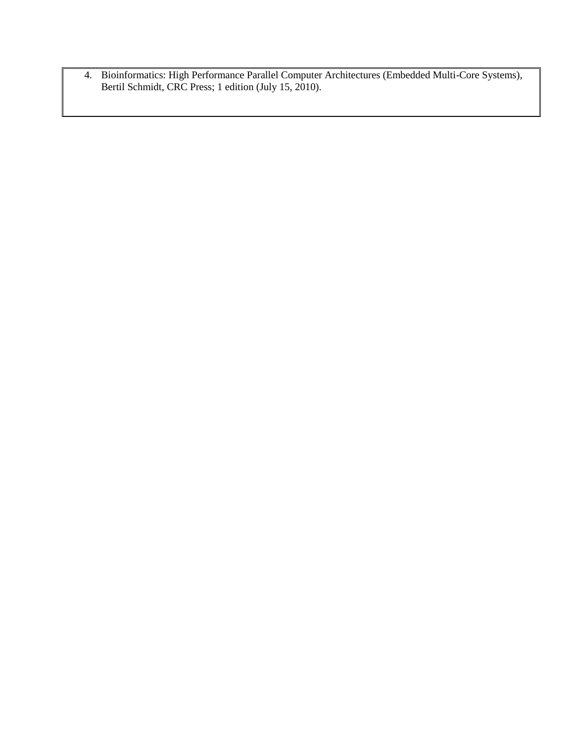4. Bioinformatics: High Performance Parallel Computer Architectures (Embedded Multi-Core Systems), Bertil Schmidt, CRC Press; 1 edition (July 15, 2010).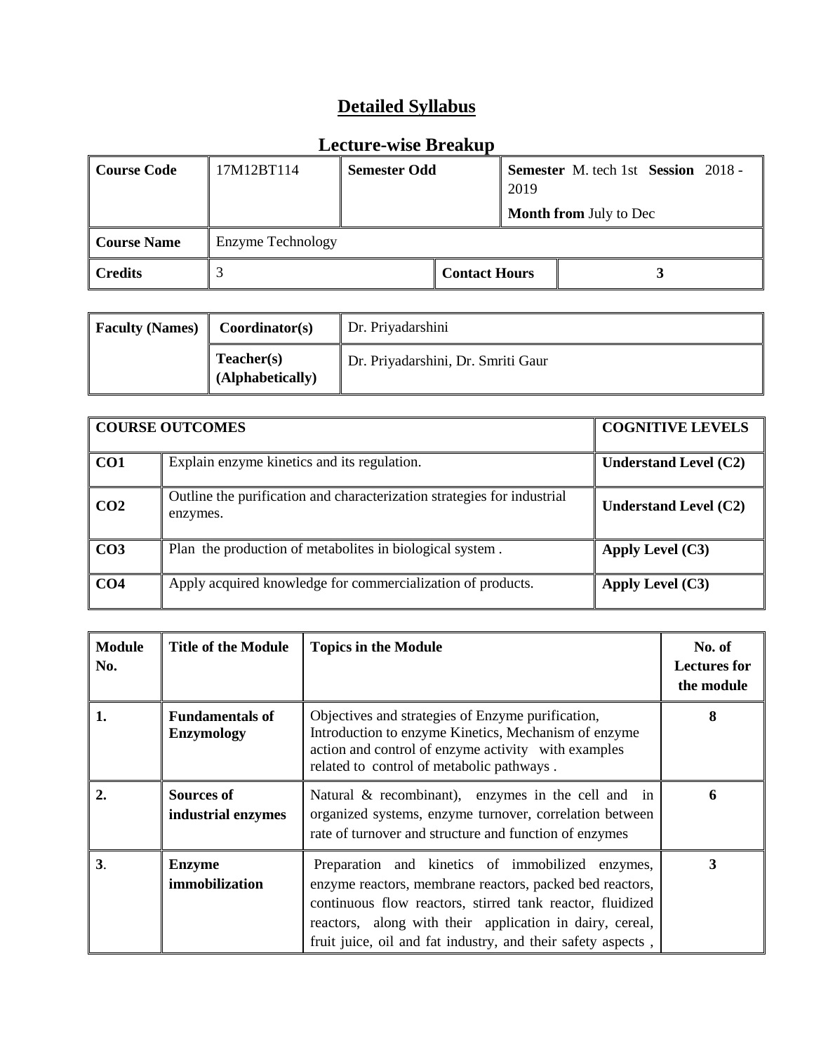# Detailed Syllabus

## Lecture-wise Breakup

| Course Code | 17M12BT114 | Semester Odd | | Semester M. tech 1st Session 2018 -2019<br>Month from July to Dec |
|---|---|---|---|---|
| Course Name | Enzyme Technology | | | |
| Credits | 3 | | Contact Hours | 3 |

| Faculty (Names) | Coordinator(s) | Dr. Priyadarshini |
|---|---|---|
| | Teacher(s) (Alphabetically) | Dr. Priyadarshini, Dr. Smriti Gaur |

| COURSE OUTCOMES | | COGNITIVE LEVELS |
|---|---|---|
| CO1 | Explain enzyme kinetics and its regulation. | Understand Level (C2) |
| CO2 | Outline the purification and characterization strategies for industrial enzymes. | Understand Level (C2) |
| CO3 | Plan the production of metabolites in biological system . | Apply Level (C3) |
| CO4 | Apply acquired knowledge for commercialization of products. | Apply Level (C3) |

| Module No. | Title of the Module | Topics in the Module | No. of Lectures for the module |
|---|---|---|---|
| 1. | Fundamentals of Enzymology | Objectives and strategies of Enzyme purification, Introduction to enzyme Kinetics, Mechanism of enzyme action and control of enzyme activity with examples related to control of metabolic pathways . | 8 |
| 2. | Sources of industrial enzymes | Natural & recombinant), enzymes in the cell and in organized systems, enzyme turnover, correlation between rate of turnover and structure and function of enzymes | 6 |
| 3. | Enzyme immobilization | Preparation and kinetics of immobilized enzymes, enzyme reactors, membrane reactors, packed bed reactors, continuous flow reactors, stirred tank reactor, fluidized reactors, along with their application in dairy, cereal, fruit juice, oil and fat industry, and their safety aspects , | 3 |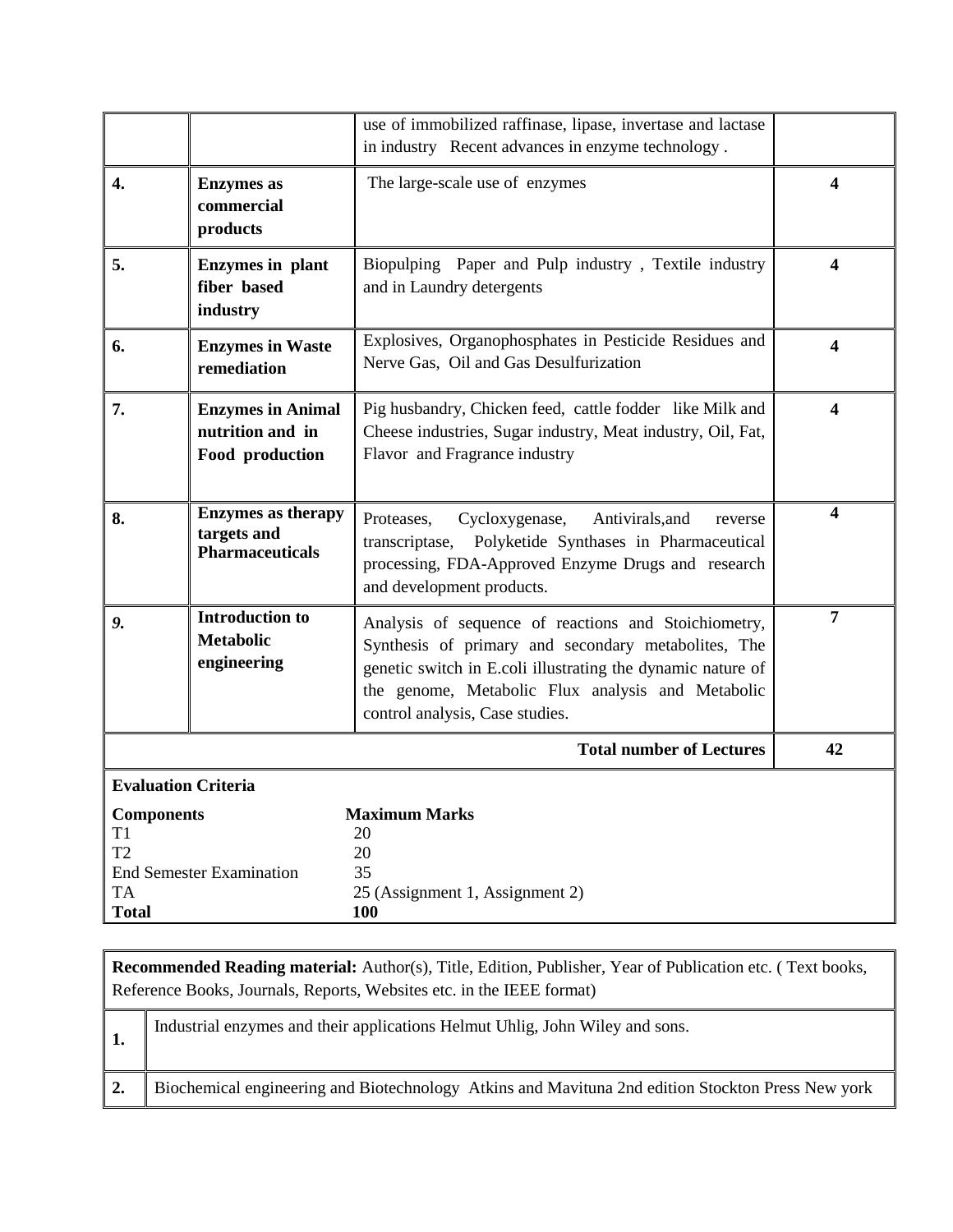| | | | |
|---|---|---|---|
| | | use of immobilized raffinase, lipase, invertase and lactase in industry Recent advances in enzyme technology . | |
| **4.** | **Enzymes as commercial products** | The large-scale use of enzymes | **4** |
| **5.** | **Enzymes in plant fiber based industry** | Biopulping Paper and Pulp industry , Textile industry and in Laundry detergents | **4** |
| **6.** | **Enzymes in Waste remediation** | Explosives, Organophosphates in Pesticide Residues and Nerve Gas, Oil and Gas Desulfurization | **4** |
| **7.** | **Enzymes in Animal nutrition and in Food production** | Pig husbandry, Chicken feed, cattle fodder like Milk and Cheese industries, Sugar industry, Meat industry, Oil, Fat, Flavor and Fragrance industry | **4** |
| **8.** | **Enzymes as therapy targets and Pharmaceuticals** | Proteases, Cycloxygenase, Antivirals,and reverse transcriptase, Polyketide Synthases in Pharmaceutical processing, FDA-Approved Enzyme Drugs and research and development products. | **4** |
| ***9.*** | **Introduction to Metabolic engineering** | Analysis of sequence of reactions and Stoichiometry, Synthesis of primary and secondary metabolites, The genetic switch in E.coli illustrating the dynamic nature of the genome, Metabolic Flux analysis and Metabolic control analysis, Case studies. | **7** |
| | | **Total number of Lectures** | **42** |

**Evaluation Criteria**

| **Components** | **Maximum Marks** |
|---|---|
| T1 | 20 |
| T2 | 20 |
| End Semester Examination | 35 |
| TA | 25 (Assignment 1, Assignment 2) |
| **Total** | **100** |

**Recommended Reading material:** Author(s), Title, Edition, Publisher, Year of Publication etc. ( Text books, Reference Books, Journals, Reports, Websites etc. in the IEEE format)

| | |
|---|---|
| **1.** | Industrial enzymes and their applications Helmut Uhlig, John Wiley and sons. |
| **2.** | Biochemical engineering and Biotechnology Atkins and Mavituna 2nd edition Stockton Press New york |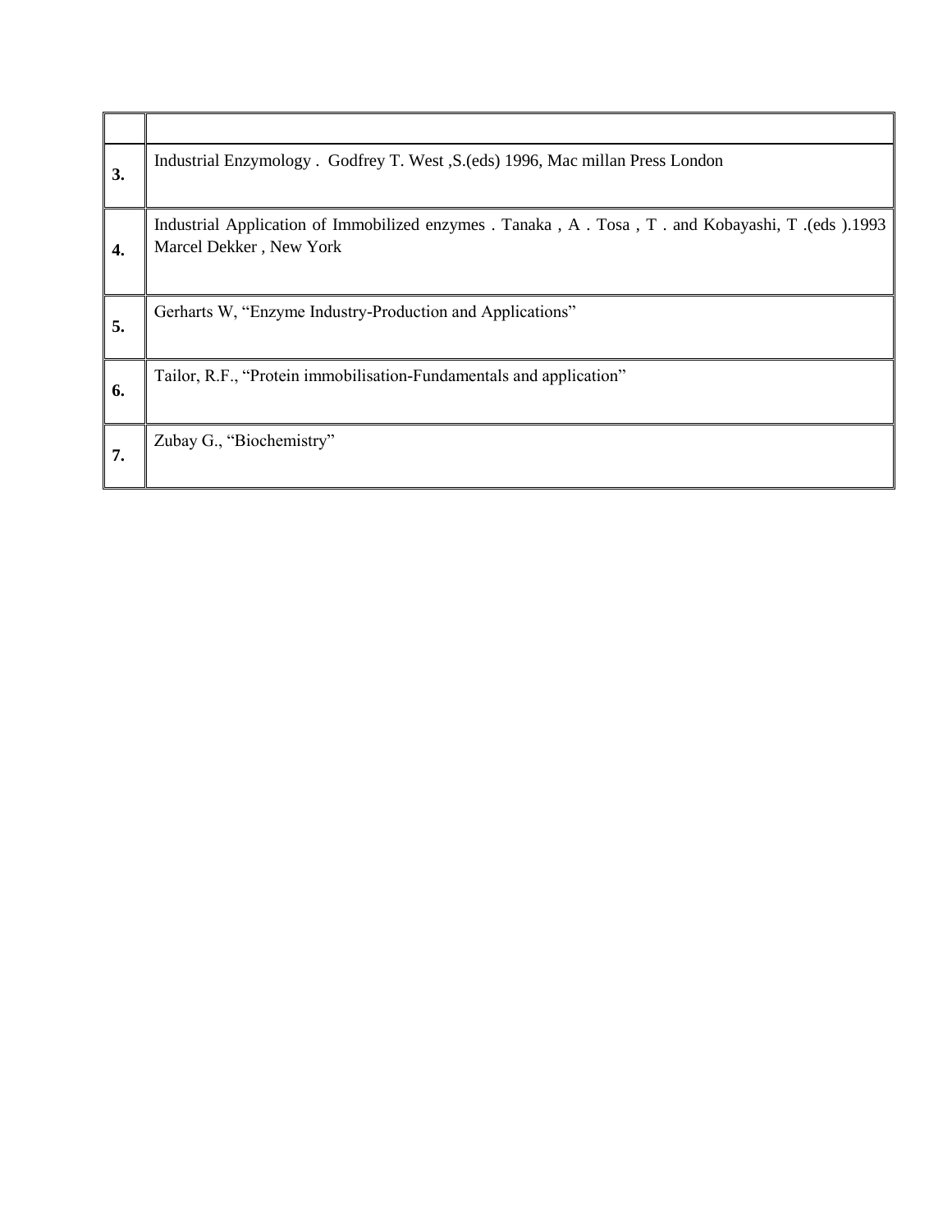| | |
|---|---|
| **3.** | Industrial Enzymology . Godfrey T. West ,S.(eds) 1996, Mac millan Press London |
| **4.** | Industrial Application of Immobilized enzymes . Tanaka , A . Tosa , T . and Kobayashi, T .(eds ).1993 Marcel Dekker , New York |
| **5.** | Gerharts W, "Enzyme Industry-Production and Applications" |
| **6.** | Tailor, R.F., "Protein immobilisation-Fundamentals and application" |
| **7.** | Zubay G., "Biochemistry" |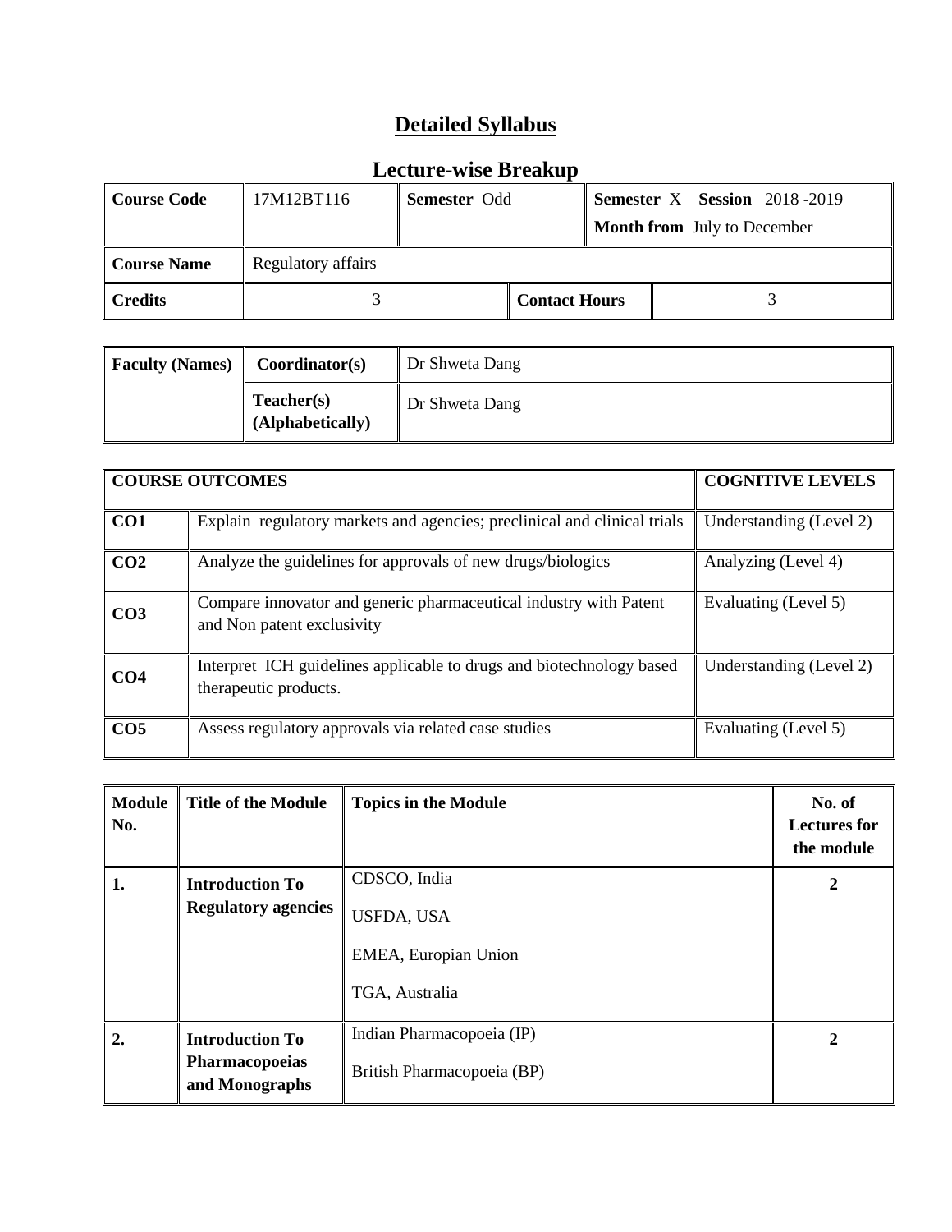# Detailed Syllabus

## Lecture-wise Breakup

| Course Code | 17M12BT116 | Semester Odd | Semester X Session 2018 -2019<br>Month from July to December |
|---|---|---|---|
| Course Name | Regulatory affairs | | |
| Credits | 3 | Contact Hours | 3 |

| Faculty (Names) | Coordinator(s) | Dr Shweta Dang |
|---|---|---|
| | Teacher(s) (Alphabetically) | Dr Shweta Dang |

| COURSE OUTCOMES | | COGNITIVE LEVELS |
|---|---|---|
| CO1 | Explain regulatory markets and agencies; preclinical and clinical trials | Understanding (Level 2) |
| CO2 | Analyze the guidelines for approvals of new drugs/biologics | Analyzing (Level 4) |
| CO3 | Compare innovator and generic pharmaceutical industry with Patent and Non patent exclusivity | Evaluating (Level 5) |
| CO4 | Interpret ICH guidelines applicable to drugs and biotechnology based therapeutic products. | Understanding (Level 2) |
| CO5 | Assess regulatory approvals via related case studies | Evaluating (Level 5) |

| Module No. | Title of the Module | Topics in the Module | No. of Lectures for the module |
|---|---|---|---|
| 1. | Introduction To Regulatory agencies | CDSCO, India<br>USFDA, USA<br>EMEA, Europian Union<br>TGA, Australia | 2 |
| 2. | Introduction To Pharmacopoeias and Monographs | Indian Pharmacopoeia (IP)<br>British Pharmacopoeia (BP) | 2 |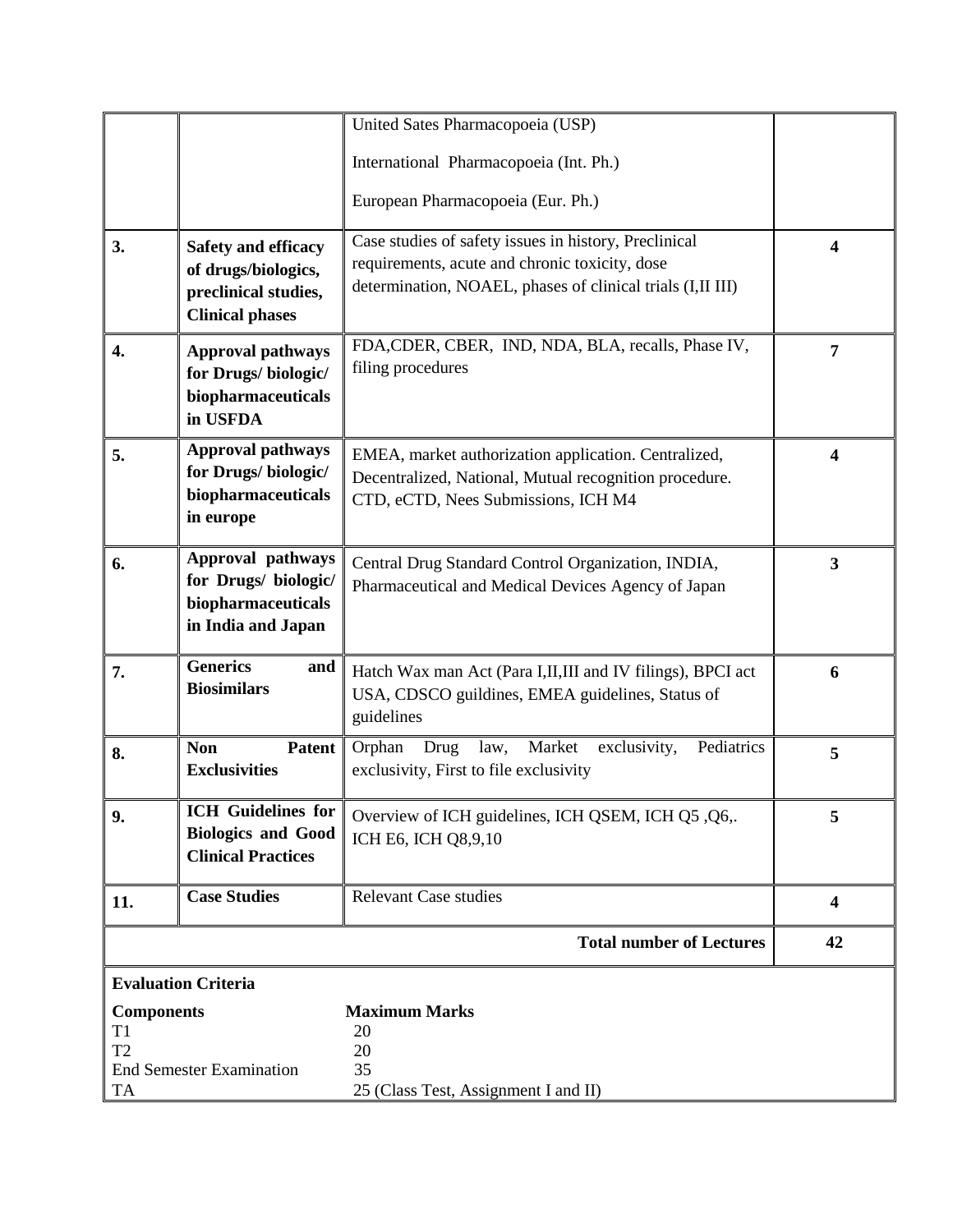| | | | |
|---|---|---|---|
| | | United Sates Pharmacopoeia (USP)<br><br>International Pharmacopoeia (Int. Ph.)<br><br>European Pharmacopoeia (Eur. Ph.) | |
| 3. | **Safety and efficacy of drugs/biologics, preclinical studies, Clinical phases** | Case studies of safety issues in history, Preclinical requirements, acute and chronic toxicity, dose determination, NOAEL, phases of clinical trials (I,II III) | **4** |
| 4. | **Approval pathways for Drugs/ biologic/ biopharmaceuticals in USFDA** | FDA,CDER, CBER, IND, NDA, BLA, recalls, Phase IV, filing procedures | **7** |
| 5. | **Approval pathways for Drugs/ biologic/ biopharmaceuticals in europe** | EMEA, market authorization application. Centralized, Decentralized, National, Mutual recognition procedure. CTD, eCTD, Nees Submissions, ICH M4 | **4** |
| 6. | **Approval pathways for Drugs/ biologic/ biopharmaceuticals in India and Japan** | Central Drug Standard Control Organization, INDIA, Pharmaceutical and Medical Devices Agency of Japan | **3** |
| 7. | **Generics and Biosimilars** | Hatch Wax man Act (Para I,II,III and IV filings), BPCI act USA, CDSCO guildines, EMEA guidelines, Status of guidelines | **6** |
| 8. | **Non Patent Exclusivities** | Orphan Drug law, Market exclusivity, Pediatrics exclusivity, First to file exclusivity | **5** |
| 9. | **ICH Guidelines for Biologics and Good Clinical Practices** | Overview of ICH guidelines, ICH QSEM, ICH Q5 ,Q6,. ICH E6, ICH Q8,9,10 | **5** |
| 11. | **Case Studies** | Relevant Case studies | **4** |
| | | **Total number of Lectures** | **42** |

**Evaluation Criteria**

| **Components** | **Maximum Marks** |
|---|---|
| T1 | 20 |
| T2 | 20 |
| End Semester Examination | 35 |
| TA | 25 (Class Test, Assignment I and II) |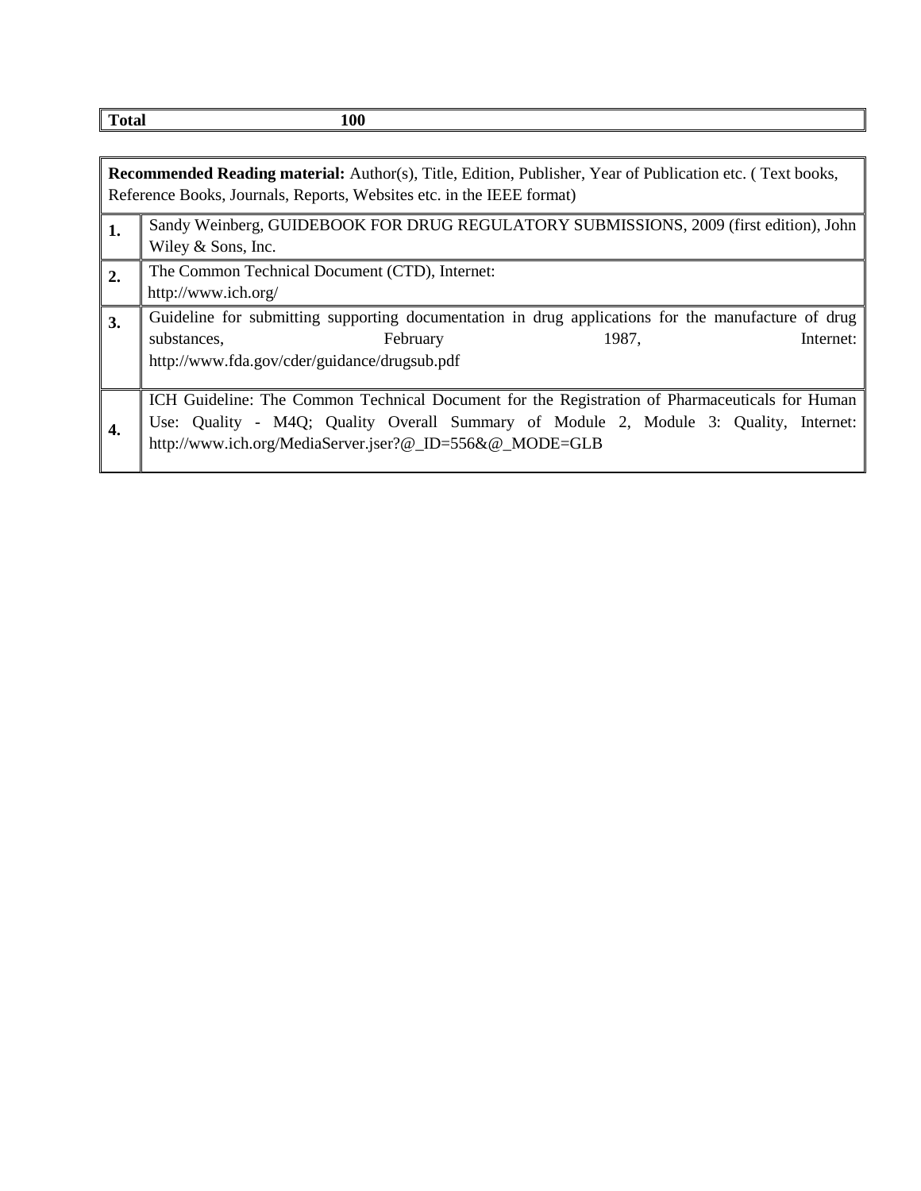| **Total** | **100** |
|---|---|

| **Recommended Reading material:** Author(s), Title, Edition, Publisher, Year of Publication etc. ( Text books, Reference Books, Journals, Reports, Websites etc. in the IEEE format) | |
|---|---|
| **1.** | Sandy Weinberg, GUIDEBOOK FOR DRUG REGULATORY SUBMISSIONS, 2009 (first edition), John Wiley & Sons, Inc. |
| **2.** | The Common Technical Document (CTD), Internet: http://www.ich.org/ |
| **3.** | Guideline for submitting supporting documentation in drug applications for the manufacture of drug substances, February 1987, Internet: http://www.fda.gov/cder/guidance/drugsub.pdf |
| **4.** | ICH Guideline: The Common Technical Document for the Registration of Pharmaceuticals for Human Use: Quality - M4Q; Quality Overall Summary of Module 2, Module 3: Quality, Internet: http://www.ich.org/MediaServer.jser?@_ID=556&@_MODE=GLB |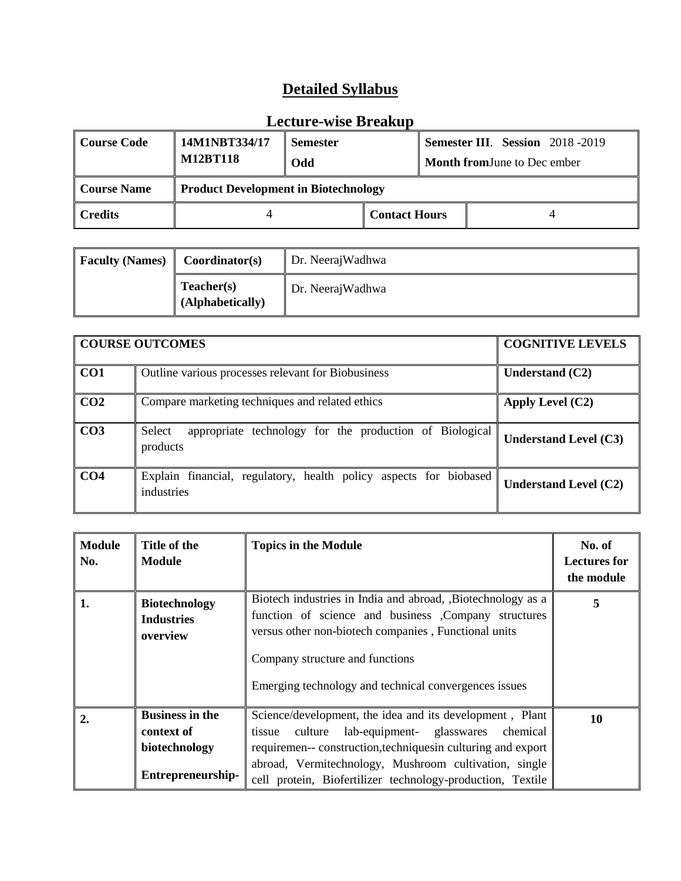# Detailed Syllabus

## Lecture-wise Breakup

| Course Code | 14M1NBT334/17 M12BT118 | Semester Odd | | Semester III. Session 2018 -2019 Month fromJune to Dec ember |
|---|---|---|---|---|
| Course Name | Product Development in Biotechnology | | | |
| Credits | 4 | | Contact Hours | 4 |

| Faculty (Names) | Coordinator(s) | Dr. NeerajWadhwa |
|---|---|---|
| | Teacher(s) (Alphabetically) | Dr. NeerajWadhwa |

| COURSE OUTCOMES | | COGNITIVE LEVELS |
|---|---|---|
| CO1 | Outline various processes relevant for Biobusiness | Understand (C2) |
| CO2 | Compare marketing techniques and related ethics | Apply Level (C2) |
| CO3 | Select appropriate technology for the production of Biological products | Understand Level (C3) |
| CO4 | Explain financial, regulatory, health policy aspects for biobased industries | Understand Level (C2) |

| Module No. | Title of the Module | Topics in the Module | No. of Lectures for the module |
|---|---|---|---|
| 1. | Biotechnology Industries overview | Biotech industries in India and abroad, ,Biotechnology as a function of science and business ,Company structures versus other non-biotech companies , Functional units<br><br>Company structure and functions<br><br>Emerging technology and technical convergences issues | 5 |
| 2. | Business in the context of biotechnology<br><br>Entrepreneurship- | Science/development, the idea and its development , Plant tissue culture lab-equipment- glasswares chemical requiremen-- construction,techniquesin culturing and export abroad, Vermitechnology, Mushroom cultivation, single cell protein, Biofertilizer technology-production, Textile | 10 |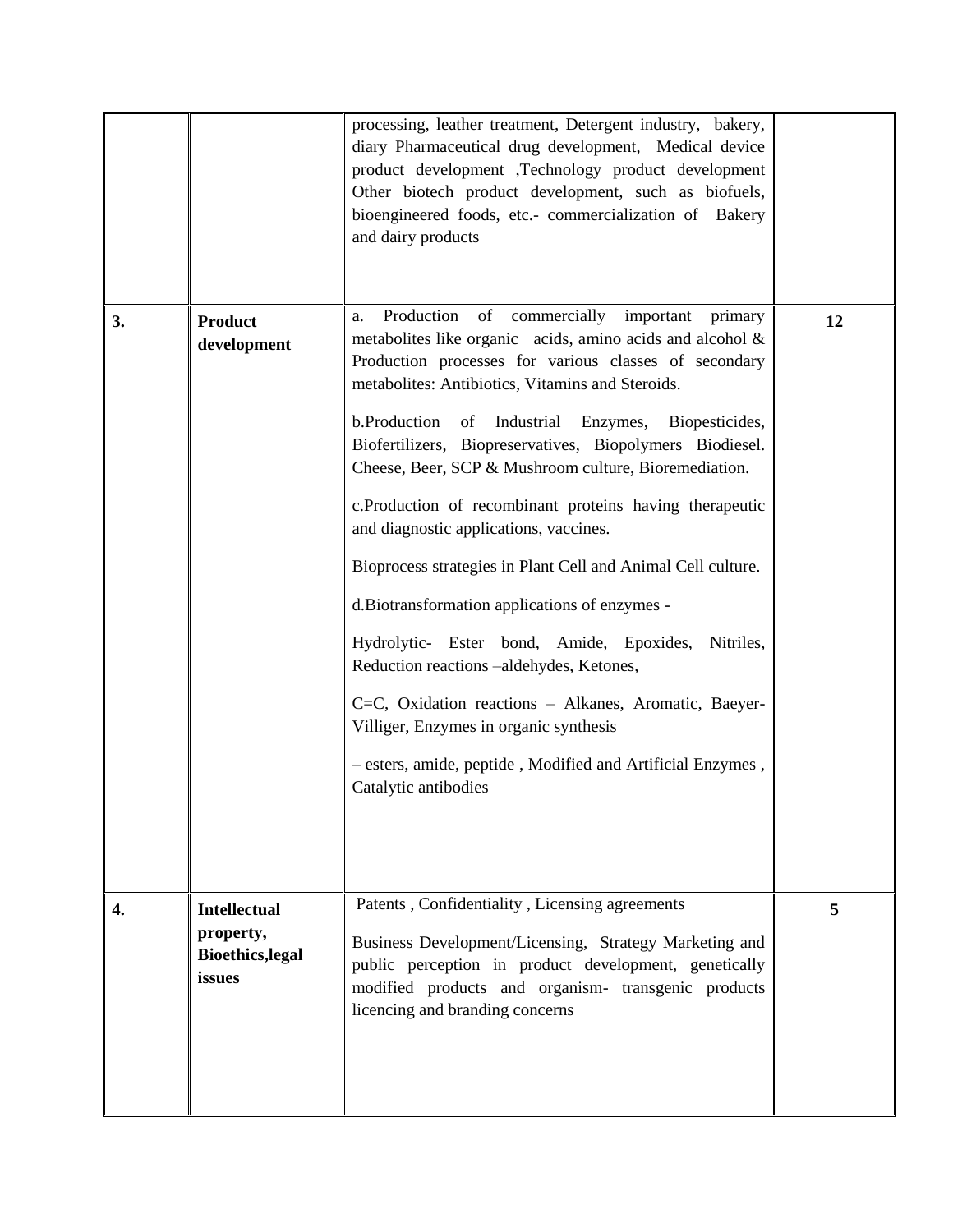| | | | |
|---|---|---|---|
| | | processing, leather treatment, Detergent industry, bakery, diary Pharmaceutical drug development, Medical device product development ,Technology product development Other biotech product development, such as biofuels, bioengineered foods, etc.- commercialization of Bakery and dairy products | |
| **3.** | **Product development** | a. Production of commercially important primary metabolites like organic acids, amino acids and alcohol & Production processes for various classes of secondary metabolites: Antibiotics, Vitamins and Steroids.<br><br>b.Production of Industrial Enzymes, Biopesticides, Biofertilizers, Biopreservatives, Biopolymers Biodiesel. Cheese, Beer, SCP & Mushroom culture, Bioremediation.<br><br>c.Production of recombinant proteins having therapeutic and diagnostic applications, vaccines.<br><br>Bioprocess strategies in Plant Cell and Animal Cell culture.<br><br>d.Biotransformation applications of enzymes -<br><br>Hydrolytic- Ester bond, Amide, Epoxides, Nitriles, Reduction reactions –aldehydes, Ketones,<br><br>C=C, Oxidation reactions – Alkanes, Aromatic, Baeyer-Villiger, Enzymes in organic synthesis<br><br>– esters, amide, peptide , Modified and Artificial Enzymes , Catalytic antibodies | **12** |
| **4.** | **Intellectual property, Bioethics,legal issues** | Patents , Confidentiality , Licensing agreements<br><br>Business Development/Licensing, Strategy Marketing and public perception in product development, genetically modified products and organism- transgenic products licencing and branding concerns | **5** |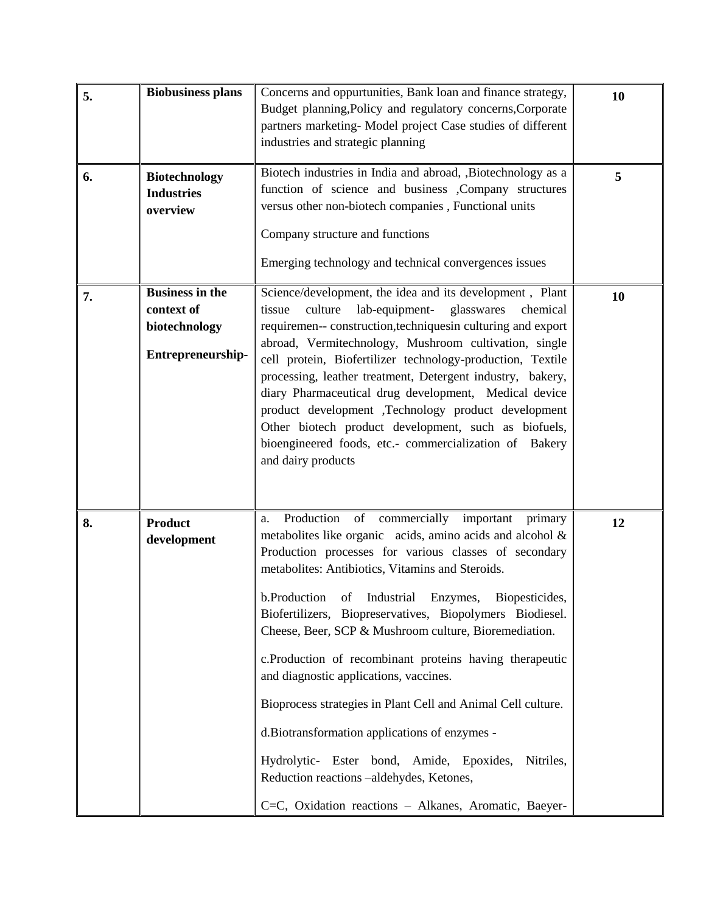| 5. | **Biobusiness plans** | Concerns and oppurtunities, Bank loan and finance strategy, Budget planning,Policy and regulatory concerns,Corporate partners marketing- Model project Case studies of different industries and strategic planning | **10** |
|---|---|---|---|
| 6. | **Biotechnology Industries overview** | Biotech industries in India and abroad, ,Biotechnology as a function of science and business ,Company structures versus other non-biotech companies , Functional units<br><br>Company structure and functions<br><br>Emerging technology and technical convergences issues | **5** |
| 7. | **Business in the context of biotechnology**<br><br>**Entrepreneurship-** | Science/development, the idea and its development , Plant tissue culture lab-equipment- glasswares chemical requiremen-- construction,techniquesin culturing and export abroad, Vermitechnology, Mushroom cultivation, single cell protein, Biofertilizer technology-production, Textile processing, leather treatment, Detergent industry, bakery, diary Pharmaceutical drug development, Medical device product development ,Technology product development Other biotech product development, such as biofuels, bioengineered foods, etc.- commercialization of Bakery and dairy products | **10** |
| 8. | **Product development** | a. Production of commercially important primary metabolites like organic acids, amino acids and alcohol & Production processes for various classes of secondary metabolites: Antibiotics, Vitamins and Steroids.<br><br>b.Production of Industrial Enzymes, Biopesticides, Biofertilizers, Biopreservatives, Biopolymers Biodiesel. Cheese, Beer, SCP & Mushroom culture, Bioremediation.<br><br>c.Production of recombinant proteins having therapeutic and diagnostic applications, vaccines.<br><br>Bioprocess strategies in Plant Cell and Animal Cell culture.<br><br>d.Biotransformation applications of enzymes -<br><br>Hydrolytic- Ester bond, Amide, Epoxides, Nitriles, Reduction reactions –aldehydes, Ketones,<br><br>C=C, Oxidation reactions – Alkanes, Aromatic, Baeyer- | **12** |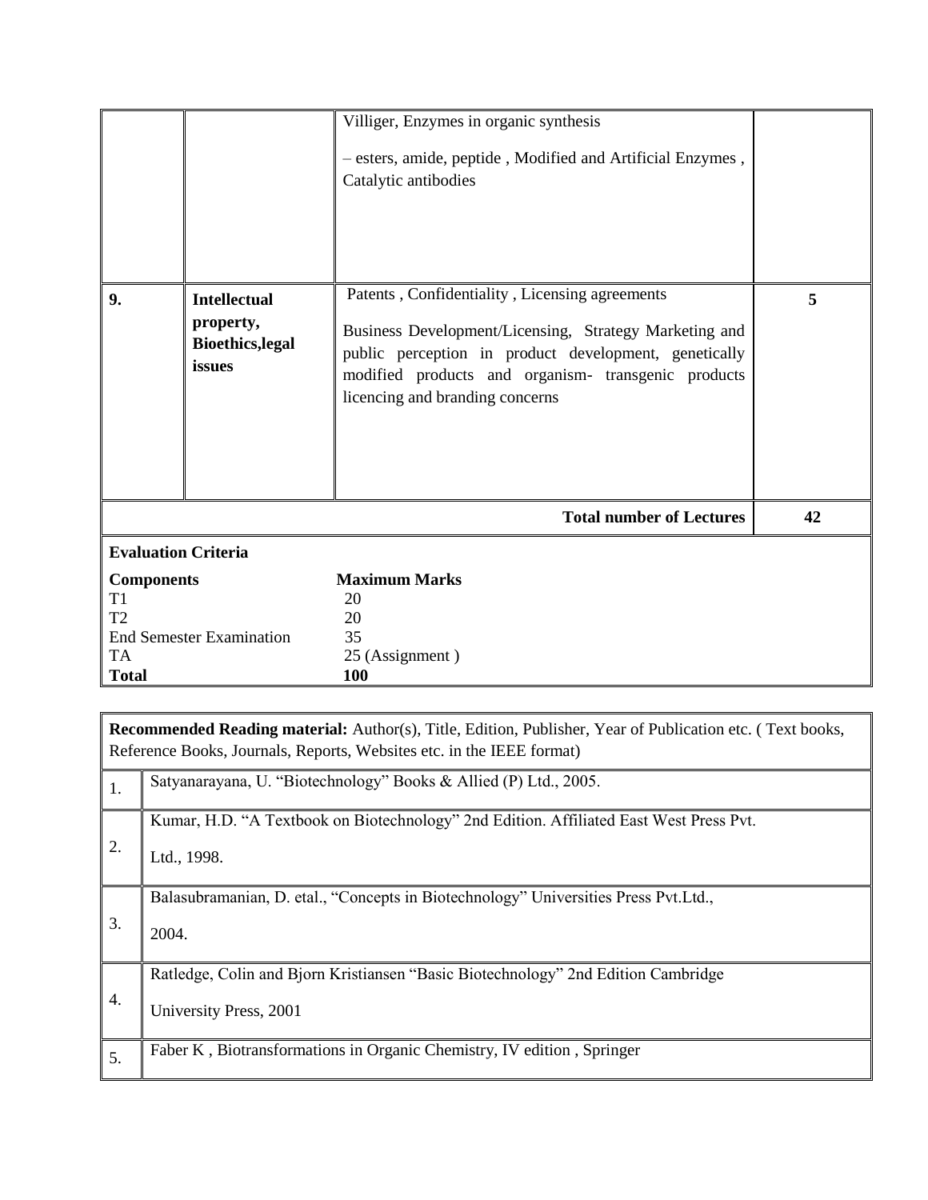| | | | |
|---|---|---|---|
| | | Villiger, Enzymes in organic synthesis<br><br>– esters, amide, peptide , Modified and Artificial Enzymes , Catalytic antibodies | |
| **9.** | **Intellectual property, Bioethics,legal issues** | Patents , Confidentiality , Licensing agreements<br><br>Business Development/Licensing, Strategy Marketing and public perception in product development, genetically modified products and organism- transgenic products licencing and branding concerns | **5** |
| | | **Total number of Lectures** | **42** |

**Evaluation Criteria**

| **Components** | **Maximum Marks** |
|---|---|
| T1 | 20 |
| T2 | 20 |
| End Semester Examination | 35 |
| TA | 25 (Assignment ) |
| **Total** | **100** |

| **Recommended Reading material:** Author(s), Title, Edition, Publisher, Year of Publication etc. ( Text books, Reference Books, Journals, Reports, Websites etc. in the IEEE format) | |
|---|---|
| 1. | Satyanarayana, U. "Biotechnology" Books & Allied (P) Ltd., 2005. |
| 2. | Kumar, H.D. "A Textbook on Biotechnology" 2nd Edition. Affiliated East West Press Pvt. Ltd., 1998. |
| 3. | Balasubramanian, D. etal., "Concepts in Biotechnology" Universities Press Pvt.Ltd., 2004. |
| 4. | Ratledge, Colin and Bjorn Kristiansen "Basic Biotechnology" 2nd Edition Cambridge University Press, 2001 |
| 5. | Faber K , Biotransformations in Organic Chemistry, IV edition , Springer |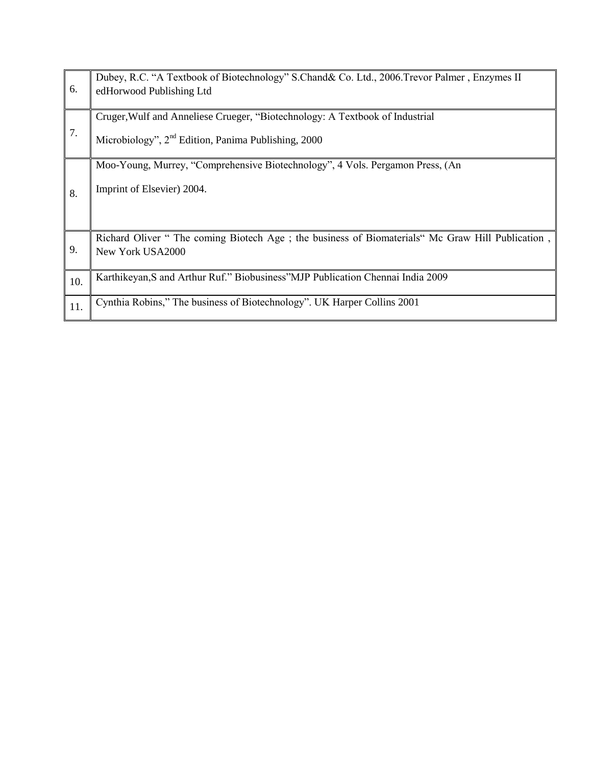| | |
|---|---|
| 6. | Dubey, R.C. “A Textbook of Biotechnology” S.Chand& Co. Ltd., 2006.Trevor Palmer , Enzymes II edHorwood Publishing Ltd |
| 7. | Cruger,Wulf and Anneliese Crueger, “Biotechnology: A Textbook of Industrial Microbiology”, 2nd Edition, Panima Publishing, 2000 |
| 8. | Moo-Young, Murrey, “Comprehensive Biotechnology”, 4 Vols. Pergamon Press, (An Imprint of Elsevier) 2004. |
| 9. | Richard Oliver “ The coming Biotech Age ; the business of Biomaterials“ Mc Graw Hill Publication , New York USA2000 |
| 10. | Karthikeyan,S and Arthur Ruf.” Biobusiness”MJP Publication Chennai India 2009 |
| 11. | Cynthia Robins,” The business of Biotechnology”. UK Harper Collins 2001 |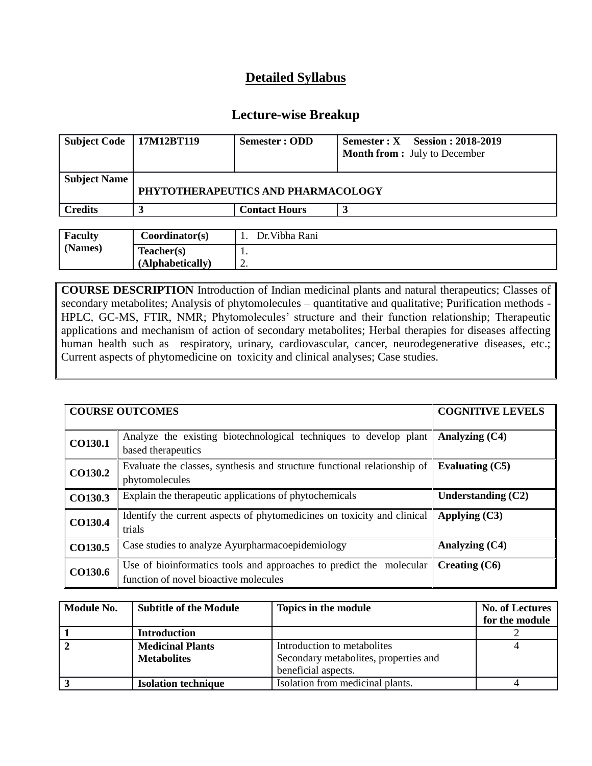# Detailed Syllabus

## Lecture-wise Breakup

| Subject Code | 17M12BT119 | Semester : ODD | Semester : X Session : 2018-2019 Month from : July to December |
|---|---|---|---|
| Subject Name | PHYTOTHERAPEUTICS AND PHARMACOLOGY | | |
| Credits | 3 | Contact Hours | 3 |

| Faculty (Names) | Coordinator(s) | 1. Dr.Vibha Rani |
|---|---|---|
| | Teacher(s) (Alphabetically) | 1.<br>2. |

**COURSE DESCRIPTION** Introduction of Indian medicinal plants and natural therapeutics; Classes of secondary metabolites; Analysis of phytomolecules – quantitative and qualitative; Purification methods - HPLC, GC-MS, FTIR, NMR; Phytomolecules' structure and their function relationship; Therapeutic applications and mechanism of action of secondary metabolites; Herbal therapies for diseases affecting human health such as respiratory, urinary, cardiovascular, cancer, neurodegenerative diseases, etc.; Current aspects of phytomedicine on toxicity and clinical analyses; Case studies.

| COURSE OUTCOMES | | COGNITIVE LEVELS |
|---|---|---|
| CO130.1 | Analyze the existing biotechnological techniques to develop plant based therapeutics | Analyzing (C4) |
| CO130.2 | Evaluate the classes, synthesis and structure functional relationship of phytomolecules | Evaluating (C5) |
| CO130.3 | Explain the therapeutic applications of phytochemicals | Understanding (C2) |
| CO130.4 | Identify the current aspects of phytomedicines on toxicity and clinical trials | Applying (C3) |
| CO130.5 | Case studies to analyze Ayurpharmacoepidemiology | Analyzing (C4) |
| CO130.6 | Use of bioinformatics tools and approaches to predict the molecular function of novel bioactive molecules | Creating (C6) |

| Module No. | Subtitle of the Module | Topics in the module | No. of Lectures for the module |
|---|---|---|---|
| 1 | Introduction | | 2 |
| 2 | Medicinal Plants Metabolites | Introduction to metabolites<br>Secondary metabolites, properties and beneficial aspects. | 4 |
| 3 | Isolation technique | Isolation from medicinal plants. | 4 |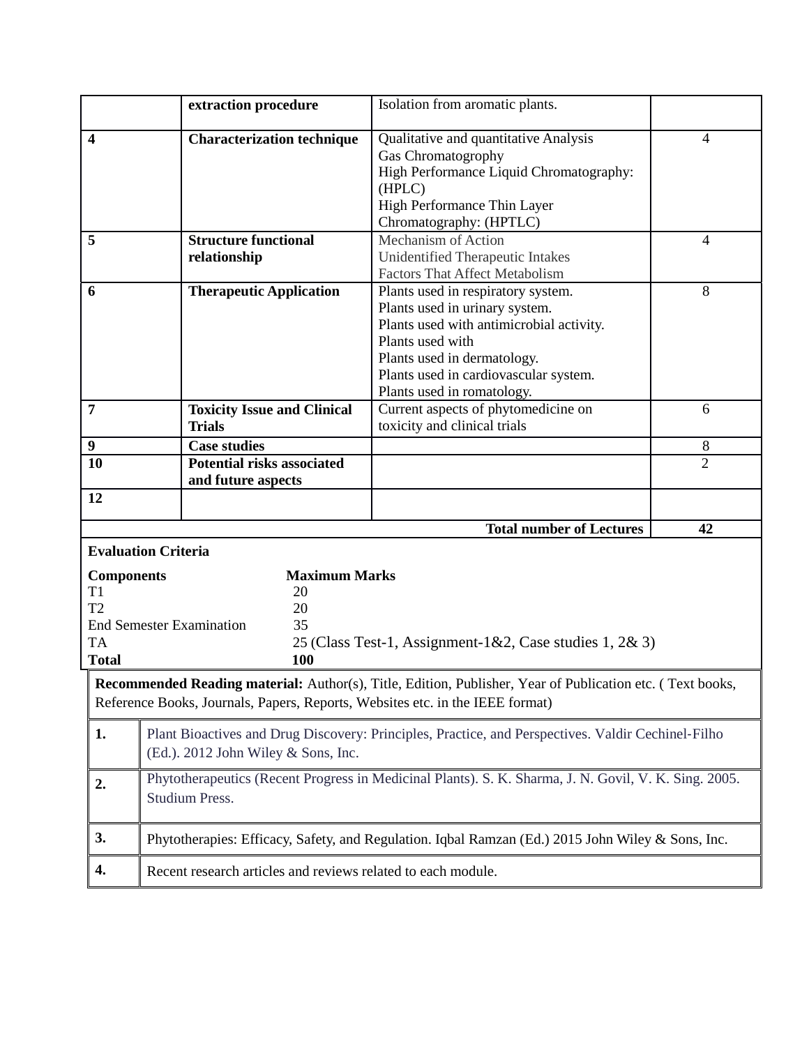| | | | |
|---|---|---|---|
| | **extraction procedure** | Isolation from aromatic plants. | |
| **4** | **Characterization technique** | Qualitative and quantitative Analysis<br>Gas Chromatography<br>High Performance Liquid Chromatography: (HPLC)<br>High Performance Thin Layer Chromatography: (HPTLC) | 4 |
| **5** | **Structure functional relationship** | Mechanism of Action<br>Unidentified Therapeutic Intakes<br>Factors That Affect Metabolism | 4 |
| **6** | **Therapeutic Application** | Plants used in respiratory system.<br>Plants used in urinary system.<br>Plants used with antimicrobial activity.<br>Plants used with<br>Plants used in dermatology.<br>Plants used in cardiovascular system.<br>Plants used in romatology. | 8 |
| **7** | **Toxicity Issue and Clinical Trials** | Current aspects of phytomedicine on toxicity and clinical trials | 6 |
| **9** | **Case studies** | | 8 |
| **10** | **Potential risks associated and future aspects** | | 2 |
| **12** | | | |
| | | **Total number of Lectures** | **42** |

**Evaluation Criteria**

| **Components** | **Maximum Marks** |
|---|---|
| T1 | 20 |
| T2 | 20 |
| End Semester Examination | 35 |
| TA | 25 (Class Test-1, Assignment-1&2, Case studies 1, 2& 3) |
| **Total** | **100** |

**Recommended Reading material:** Author(s), Title, Edition, Publisher, Year of Publication etc. ( Text books, Reference Books, Journals, Papers, Reports, Websites etc. in the IEEE format)

| | |
|---|---|
| **1.** | Plant Bioactives and Drug Discovery: Principles, Practice, and Perspectives. Valdir Cechinel-Filho (Ed.). 2012 John Wiley & Sons, Inc. |
| **2.** | Phytotherapeutics (Recent Progress in Medicinal Plants). S. K. Sharma, J. N. Govil, V. K. Sing. 2005. Studium Press. |
| **3.** | Phytotherapies: Efficacy, Safety, and Regulation. Iqbal Ramzan (Ed.) 2015 John Wiley & Sons, Inc. |
| **4.** | Recent research articles and reviews related to each module. |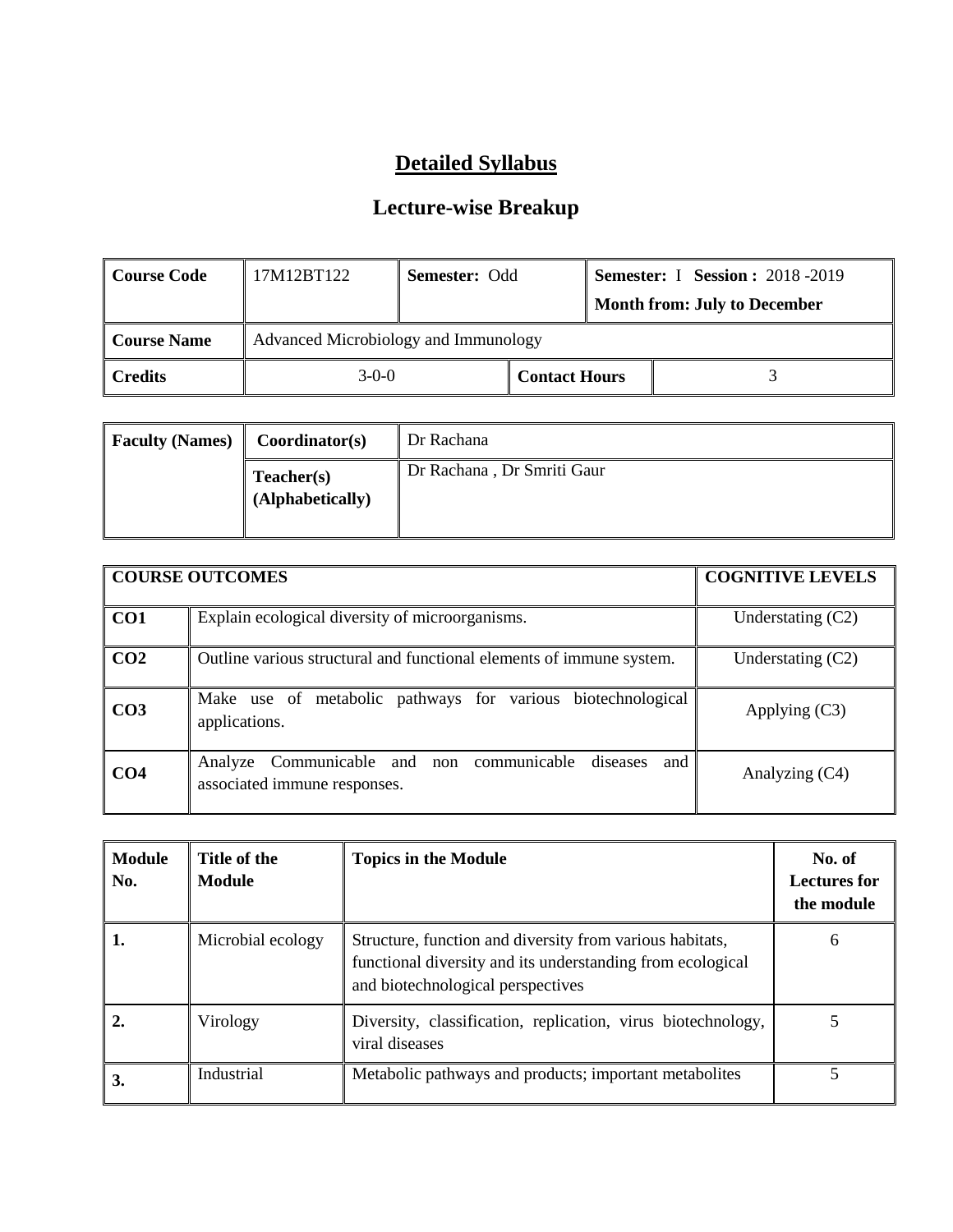# Detailed Syllabus

## Lecture-wise Breakup

| Course Code | 17M12BT122 | Semester: Odd | Semester: I Session : 2018 -2019<br>Month from: July to December |
|---|---|---|---|
| Course Name | Advanced Microbiology and Immunology | | |
| Credits | 3-0-0 | Contact Hours | 3 |

| Faculty (Names) | Coordinator(s) | Dr Rachana |
|---|---|---|
| | Teacher(s) (Alphabetically) | Dr Rachana , Dr Smriti Gaur |

| COURSE OUTCOMES | | COGNITIVE LEVELS |
|---|---|---|
| CO1 | Explain ecological diversity of microorganisms. | Understating (C2) |
| CO2 | Outline various structural and functional elements of immune system. | Understating (C2) |
| CO3 | Make use of metabolic pathways for various biotechnological applications. | Applying (C3) |
| CO4 | Analyze Communicable and non communicable diseases and associated immune responses. | Analyzing (C4) |

| Module No. | Title of the Module | Topics in the Module | No. of Lectures for the module |
|---|---|---|---|
| 1. | Microbial ecology | Structure, function and diversity from various habitats, functional diversity and its understanding from ecological and biotechnological perspectives | 6 |
| 2. | Virology | Diversity, classification, replication, virus biotechnology, viral diseases | 5 |
| 3. | Industrial | Metabolic pathways and products; important metabolites | 5 |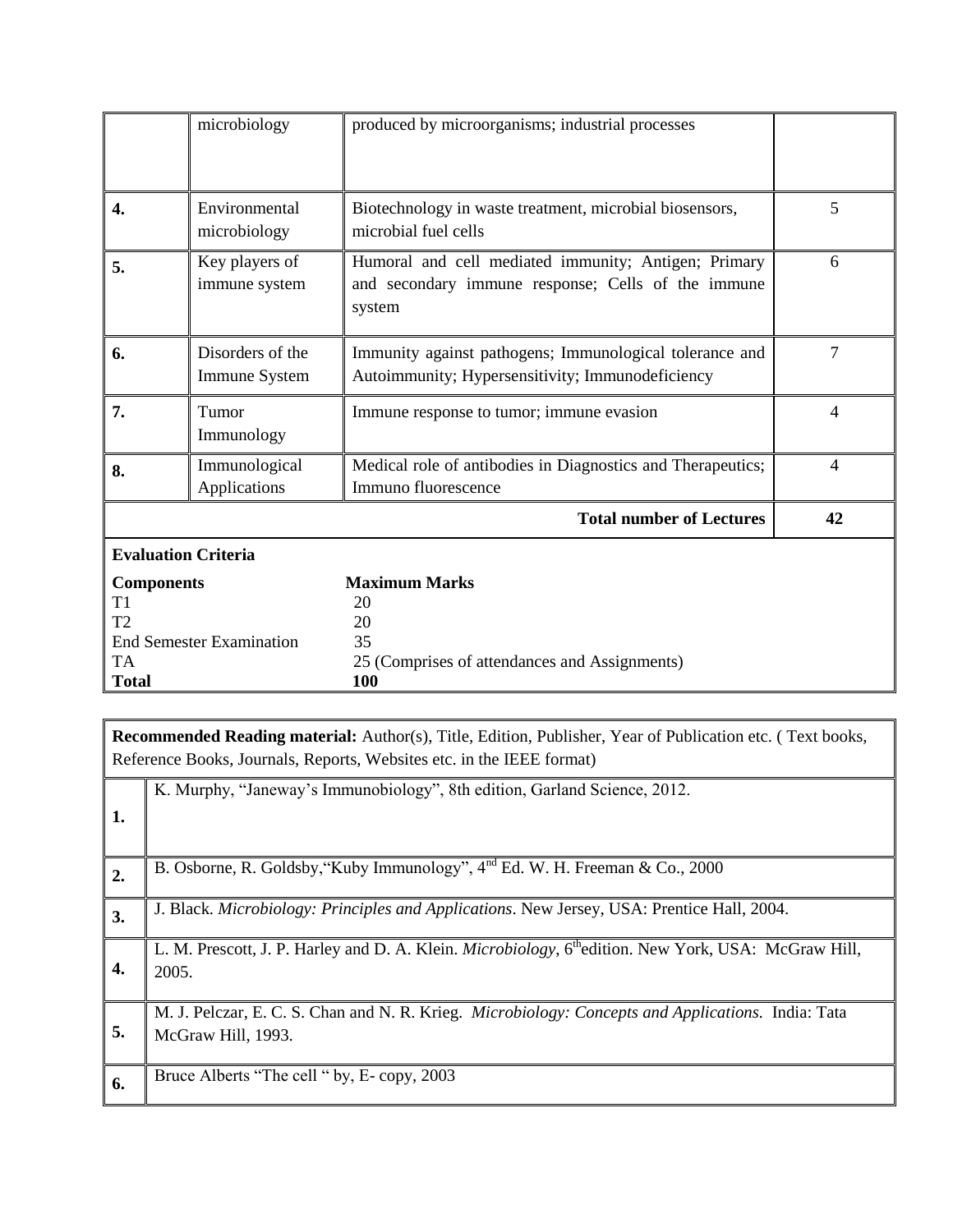| | | | |
|---|---|---|---|
| | microbiology | produced by microorganisms; industrial processes | |
| **4.** | Environmental microbiology | Biotechnology in waste treatment, microbial biosensors, microbial fuel cells | 5 |
| **5.** | Key players of immune system | Humoral and cell mediated immunity; Antigen; Primary and secondary immune response; Cells of the immune system | 6 |
| **6.** | Disorders of the Immune System | Immunity against pathogens; Immunological tolerance and Autoimmunity; Hypersensitivity; Immunodeficiency | 7 |
| **7.** | Tumor Immunology | Immune response to tumor; immune evasion | 4 |
| **8.** | Immunological Applications | Medical role of antibodies in Diagnostics and Therapeutics; Immuno fluorescence | 4 |
| | | **Total number of Lectures** | **42** |

**Evaluation Criteria**

| **Components** | **Maximum Marks** |
|---|---|
| T1 | 20 |
| T2 | 20 |
| End Semester Examination | 35 |
| TA | 25 (Comprises of attendances and Assignments) |
| **Total** | **100** |

**Recommended Reading material:** Author(s), Title, Edition, Publisher, Year of Publication etc. ( Text books, Reference Books, Journals, Reports, Websites etc. in the IEEE format)

| | |
|---|---|
| **1.** | K. Murphy, "Janeway's Immunobiology", 8th edition, Garland Science, 2012. |
| **2.** | B. Osborne, R. Goldsby,"Kuby Immunology", 4nd Ed. W. H. Freeman & Co., 2000 |
| **3.** | J. Black. *Microbiology: Principles and Applications*. New Jersey, USA: Prentice Hall, 2004. |
| **4.** | L. M. Prescott, J. P. Harley and D. A. Klein. *Microbiology*, 6thedition. New York, USA: McGraw Hill, 2005. |
| **5.** | M. J. Pelczar, E. C. S. Chan and N. R. Krieg. *Microbiology: Concepts and Applications*. India: Tata McGraw Hill, 1993. |
| **6.** | Bruce Alberts "The cell " by, E- copy, 2003 |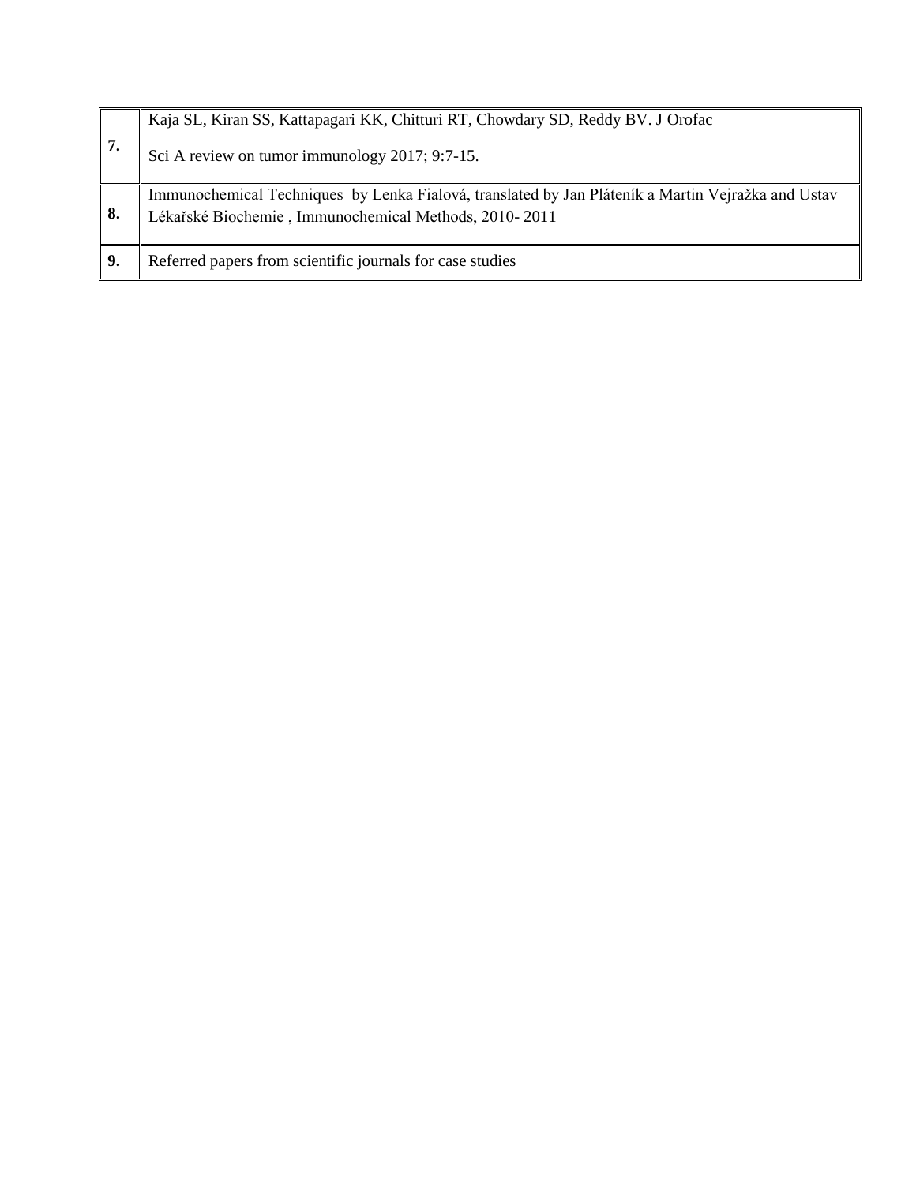| | |
|---|---|
| **7.** | Kaja SL, Kiran SS, Kattapagari KK, Chitturi RT, Chowdary SD, Reddy BV. J Orofac Sci A review on tumor immunology 2017; 9:7-15. |
| **8.** | Immunochemical Techniques by Lenka Fialová, translated by Jan Pláteník a Martin Vejražka and Ustav Lékařské Biochemie , Immunochemical Methods, 2010- 2011 |
| **9.** | Referred papers from scientific journals for case studies |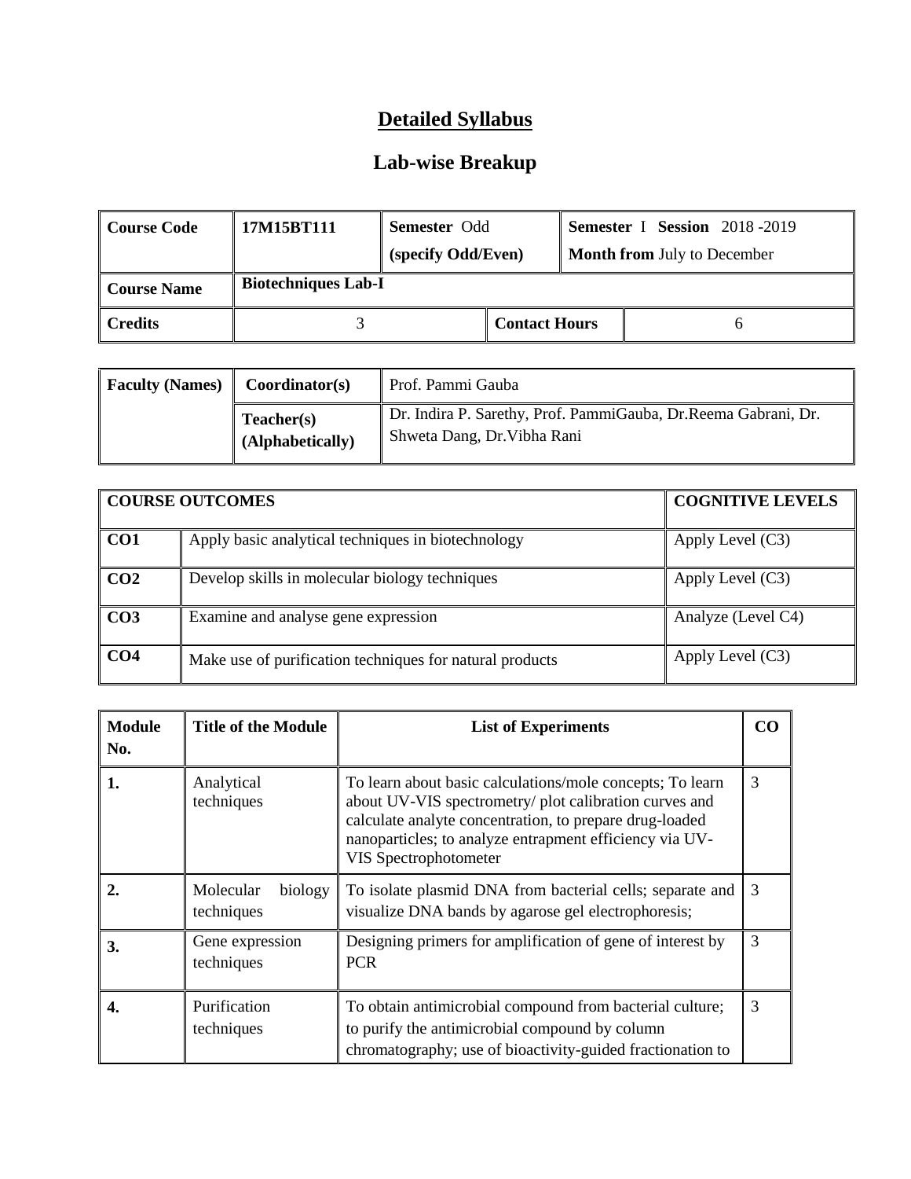# Detailed Syllabus

## Lab-wise Breakup

| **Course Code** | **17M15BT111** | **Semester** Odd (specify Odd/Even) | **Semester** I **Session** 2018 -2019 **Month from** July to December |
|---|---|---|---|
| **Course Name** | **Biotechniques Lab-I** | | |
| **Credits** | 3 | **Contact Hours** | 6 |

| **Faculty (Names)** | **Coordinator(s)** | Prof. Pammi Gauba |
|---|---|---|
| | **Teacher(s) (Alphabetically)** | Dr. Indira P. Sarethy, Prof. PammiGauba, Dr.Reema Gabrani, Dr. Shweta Dang, Dr.Vibha Rani |

| **COURSE OUTCOMES** | | **COGNITIVE LEVELS** |
|---|---|---|
| **CO1** | Apply basic analytical techniques in biotechnology | Apply Level (C3) |
| **CO2** | Develop skills in molecular biology techniques | Apply Level (C3) |
| **CO3** | Examine and analyse gene expression | Analyze (Level C4) |
| **CO4** | Make use of purification techniques for natural products | Apply Level (C3) |

| **Module No.** | **Title of the Module** | **List of Experiments** | **CO** |
|---|---|---|---|
| **1.** | Analytical techniques | To learn about basic calculations/mole concepts; To learn about UV-VIS spectrometry/ plot calibration curves and calculate analyte concentration, to prepare drug-loaded nanoparticles; to analyze entrapment efficiency via UV-VIS Spectrophotometer | 3 |
| **2.** | Molecular biology techniques | To isolate plasmid DNA from bacterial cells; separate and visualize DNA bands by agarose gel electrophoresis; | 3 |
| **3.** | Gene expression techniques | Designing primers for amplification of gene of interest by PCR | 3 |
| **4.** | Purification techniques | To obtain antimicrobial compound from bacterial culture; to purify the antimicrobial compound by column chromatography; use of bioactivity-guided fractionation to | 3 |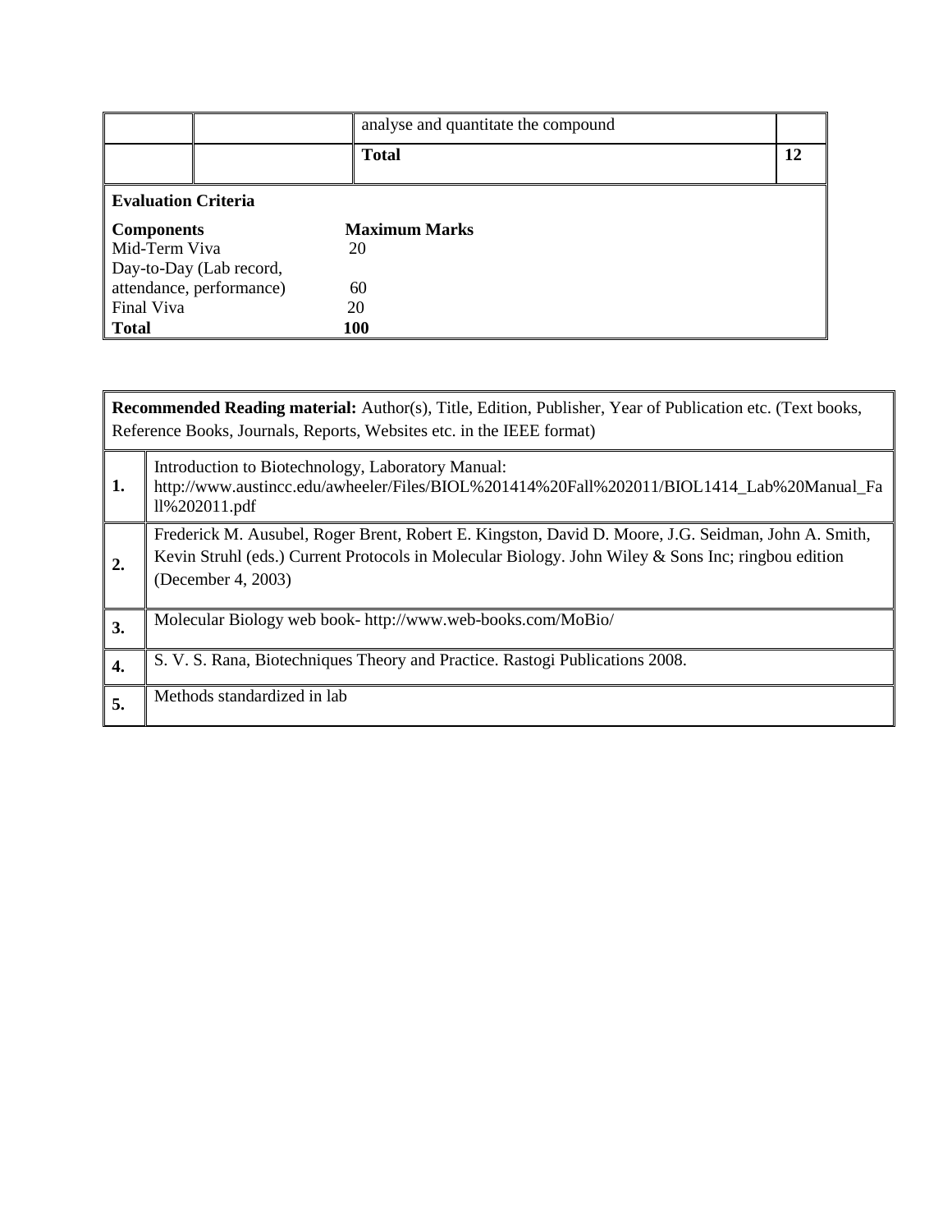| | | analyse and quantitate the compound | |
|---|---|---|---|
| | | **Total** | **12** |

**Evaluation Criteria**

| **Components** | **Maximum Marks** |
|---|---|
| Mid-Term Viva | 20 |
| Day-to-Day (Lab record, attendance, performance) | 60 |
| Final Viva | 20 |
| **Total** | **100** |

| **Recommended Reading material:** Author(s), Title, Edition, Publisher, Year of Publication etc. (Text books, Reference Books, Journals, Reports, Websites etc. in the IEEE format) | |
|---|---|
| **1.** | Introduction to Biotechnology, Laboratory Manual: http://www.austincc.edu/awheeler/Files/BIOL%201414%20Fall%202011/BIOL1414_Lab%20Manual_Fall%202011.pdf |
| **2.** | Frederick M. Ausubel, Roger Brent, Robert E. Kingston, David D. Moore, J.G. Seidman, John A. Smith, Kevin Struhl (eds.) Current Protocols in Molecular Biology. John Wiley & Sons Inc; ringbou edition (December 4, 2003) |
| **3.** | Molecular Biology web book- http://www.web-books.com/MoBio/ |
| **4.** | S. V. S. Rana, Biotechniques Theory and Practice. Rastogi Publications 2008. |
| **5.** | Methods standardized in lab |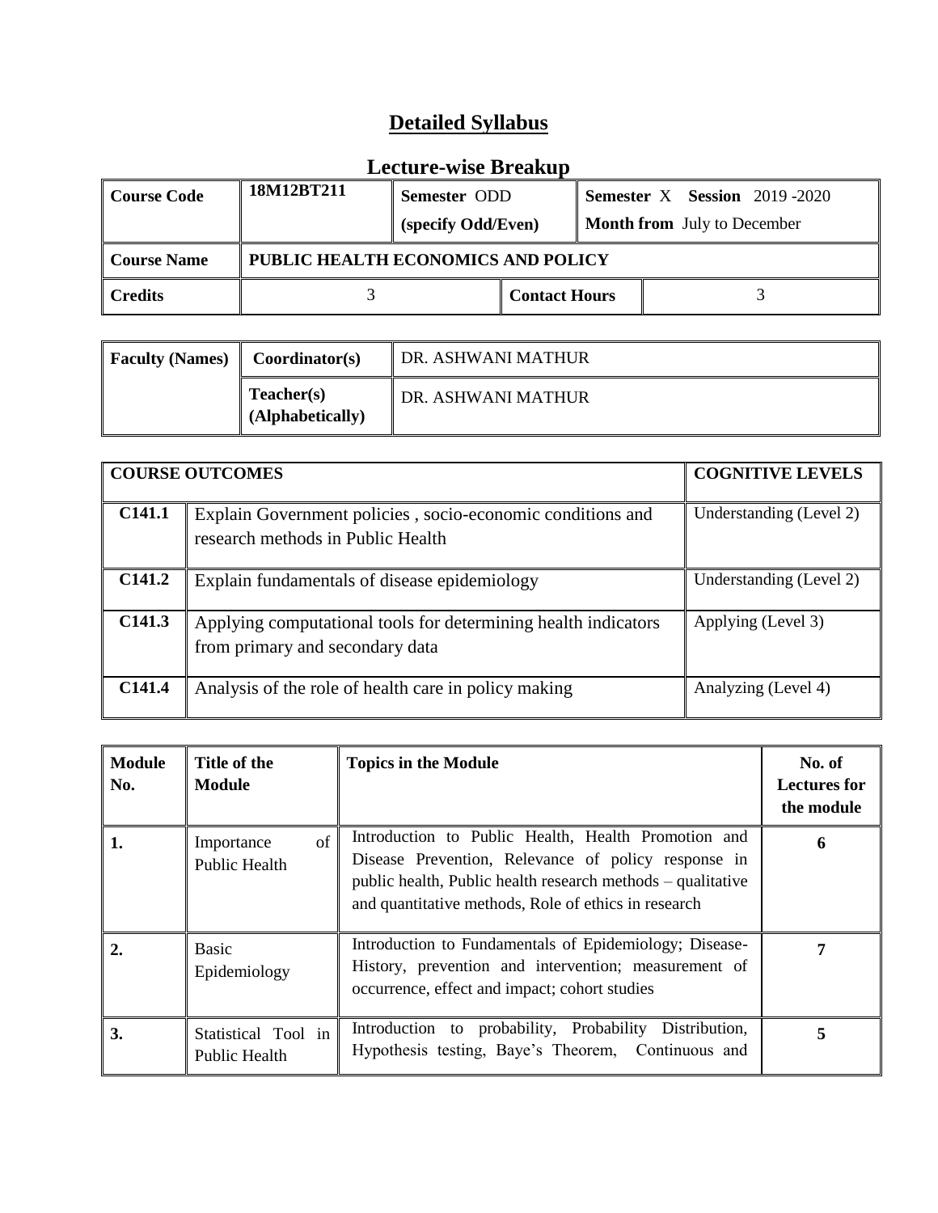# Detailed Syllabus

## Lecture-wise Breakup

| Course Code | 18M12BT211 | Semester ODD (specify Odd/Even) | | Semester X Session 2019 -2020 Month from July to December |
|---|---|---|---|---|
| **Course Name** | PUBLIC HEALTH ECONOMICS AND POLICY | | | |
| **Credits** | 3 | | Contact Hours | 3 |

| Faculty (Names) | Coordinator(s) | DR. ASHWANI MATHUR |
|---|---|---|
| | Teacher(s) (Alphabetically) | DR. ASHWANI MATHUR |

| COURSE OUTCOMES | | COGNITIVE LEVELS |
|---|---|---|
| C141.1 | Explain Government policies , socio-economic conditions and research methods in Public Health | Understanding (Level 2) |
| C141.2 | Explain fundamentals of disease epidemiology | Understanding (Level 2) |
| C141.3 | Applying computational tools for determining health indicators from primary and secondary data | Applying (Level 3) |
| C141.4 | Analysis of the role of health care in policy making | Analyzing (Level 4) |

| Module No. | Title of the Module | Topics in the Module | No. of Lectures for the module |
|---|---|---|---|
| 1. | Importance of Public Health | Introduction to Public Health, Health Promotion and Disease Prevention, Relevance of policy response in public health, Public health research methods – qualitative and quantitative methods, Role of ethics in research | 6 |
| 2. | Basic Epidemiology | Introduction to Fundamentals of Epidemiology; Disease-History, prevention and intervention; measurement of occurrence, effect and impact; cohort studies | 7 |
| 3. | Statistical Tool in Public Health | Introduction to probability, Probability Distribution, Hypothesis testing, Baye's Theorem, Continuous and | 5 |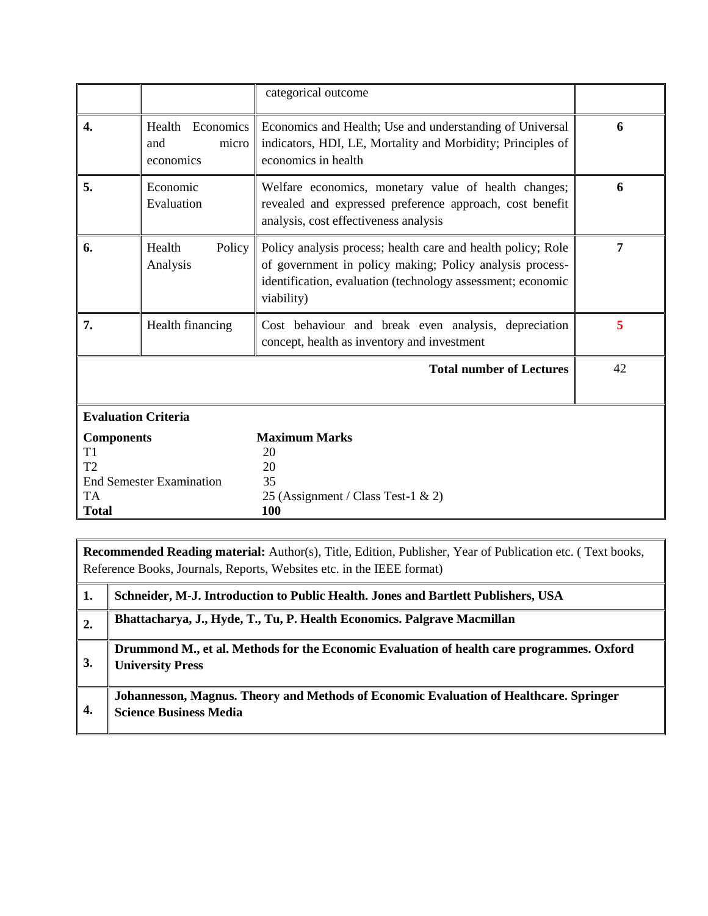| | | | |
|---|---|---|---|
| | | categorical outcome | |
| **4.** | Health Economics and micro economics | Economics and Health; Use and understanding of Universal indicators, HDI, LE, Mortality and Morbidity; Principles of economics in health | **6** |
| **5.** | Economic Evaluation | Welfare economics, monetary value of health changes; revealed and expressed preference approach, cost benefit analysis, cost effectiveness analysis | **6** |
| **6.** | Health Policy Analysis | Policy analysis process; health care and health policy; Role of government in policy making; Policy analysis process- identification, evaluation (technology assessment; economic viability) | **7** |
| **7.** | Health financing | Cost behaviour and break even analysis, depreciation concept, health as inventory and investment | **5** |
| | | **Total number of Lectures** | 42 |

**Evaluation Criteria**

| **Components** | **Maximum Marks** |
|---|---|
| T1 | 20 |
| T2 | 20 |
| End Semester Examination | 35 |
| TA | 25 (Assignment / Class Test-1 & 2) |
| **Total** | **100** |

**Recommended Reading material:** Author(s), Title, Edition, Publisher, Year of Publication etc. ( Text books, Reference Books, Journals, Reports, Websites etc. in the IEEE format)

| | |
|---|---|
| **1.** | **Schneider, M-J. Introduction to Public Health. Jones and Bartlett Publishers, USA** |
| **2.** | **Bhattacharya, J., Hyde, T., Tu, P. Health Economics. Palgrave Macmillan** |
| **3.** | **Drummond M., et al. Methods for the Economic Evaluation of health care programmes. Oxford University Press** |
| **4.** | **Johannesson, Magnus. Theory and Methods of Economic Evaluation of Healthcare. Springer Science Business Media** |